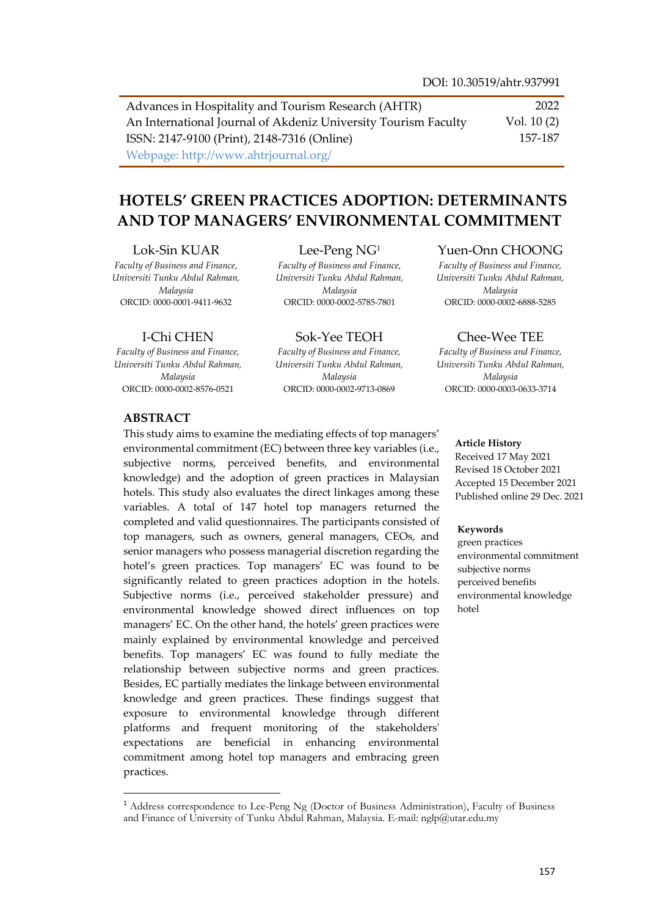DOI: 10.30519/ahtr.937991

Advances in Hospitality and Tourism Research (AHTR) 2022
An International Journal of Akdeniz University Tourism Faculty Vol. 10 (2)
ISSN: 2147-9100 (Print), 2148-7316 (Online) 157-187
Webpage: http://www.ahtrjournal.org/

# HOTELS' GREEN PRACTICES ADOPTION: DETERMINANTS AND TOP MANAGERS' ENVIRONMENTAL COMMITMENT

**Lok-Sin KUAR**
*Faculty of Business and Finance, Universiti Tunku Abdul Rahman, Malaysia*
ORCID: 0000-0001-9411-9632

**Lee-Peng NG**[1]
*Faculty of Business and Finance, Universiti Tunku Abdul Rahman, Malaysia*
ORCID: 0000-0002-5785-7801

**Yuen-Onn CHOONG**
*Faculty of Business and Finance, Universiti Tunku Abdul Rahman, Malaysia*
ORCID: 0000-0002-6888-5285

**I-Chi CHEN**
*Faculty of Business and Finance, Universiti Tunku Abdul Rahman, Malaysia*
ORCID: 0000-0002-8576-0521

**Sok-Yee TEOH**
*Faculty of Business and Finance, Universiti Tunku Abdul Rahman, Malaysia*
ORCID: 0000-0002-9713-0869

**Chee-Wee TEE**
*Faculty of Business and Finance, Universiti Tunku Abdul Rahman, Malaysia*
ORCID: 0000-0003-0633-3714

## ABSTRACT

This study aims to examine the mediating effects of top managers' environmental commitment (EC) between three key variables (i.e., subjective norms, perceived benefits, and environmental knowledge) and the adoption of green practices in Malaysian hotels. This study also evaluates the direct linkages among these variables. A total of 147 hotel top managers returned the completed and valid questionnaires. The participants consisted of top managers, such as owners, general managers, CEOs, and senior managers who possess managerial discretion regarding the hotel's green practices. Top managers' EC was found to be significantly related to green practices adoption in the hotels. Subjective norms (i.e., perceived stakeholder pressure) and environmental knowledge showed direct influences on top managers' EC. On the other hand, the hotels' green practices were mainly explained by environmental knowledge and perceived benefits. Top managers' EC was found to fully mediate the relationship between subjective norms and green practices. Besides, EC partially mediates the linkage between environmental knowledge and green practices. These findings suggest that exposure to environmental knowledge through different platforms and frequent monitoring of the stakeholders' expectations are beneficial in enhancing environmental commitment among hotel top managers and embracing green practices.

**Article History**
Received 17 May 2021
Revised 18 October 2021
Accepted 15 December 2021
Published online 29 Dec. 2021

**Keywords**
green practices
environmental commitment
subjective norms
perceived benefits
environmental knowledge
hotel

---

[1] Address correspondence to Lee-Peng Ng (Doctor of Business Administration), Faculty of Business and Finance of University of Tunku Abdul Rahman, Malaysia. E-mail: nglp@utar.edu.my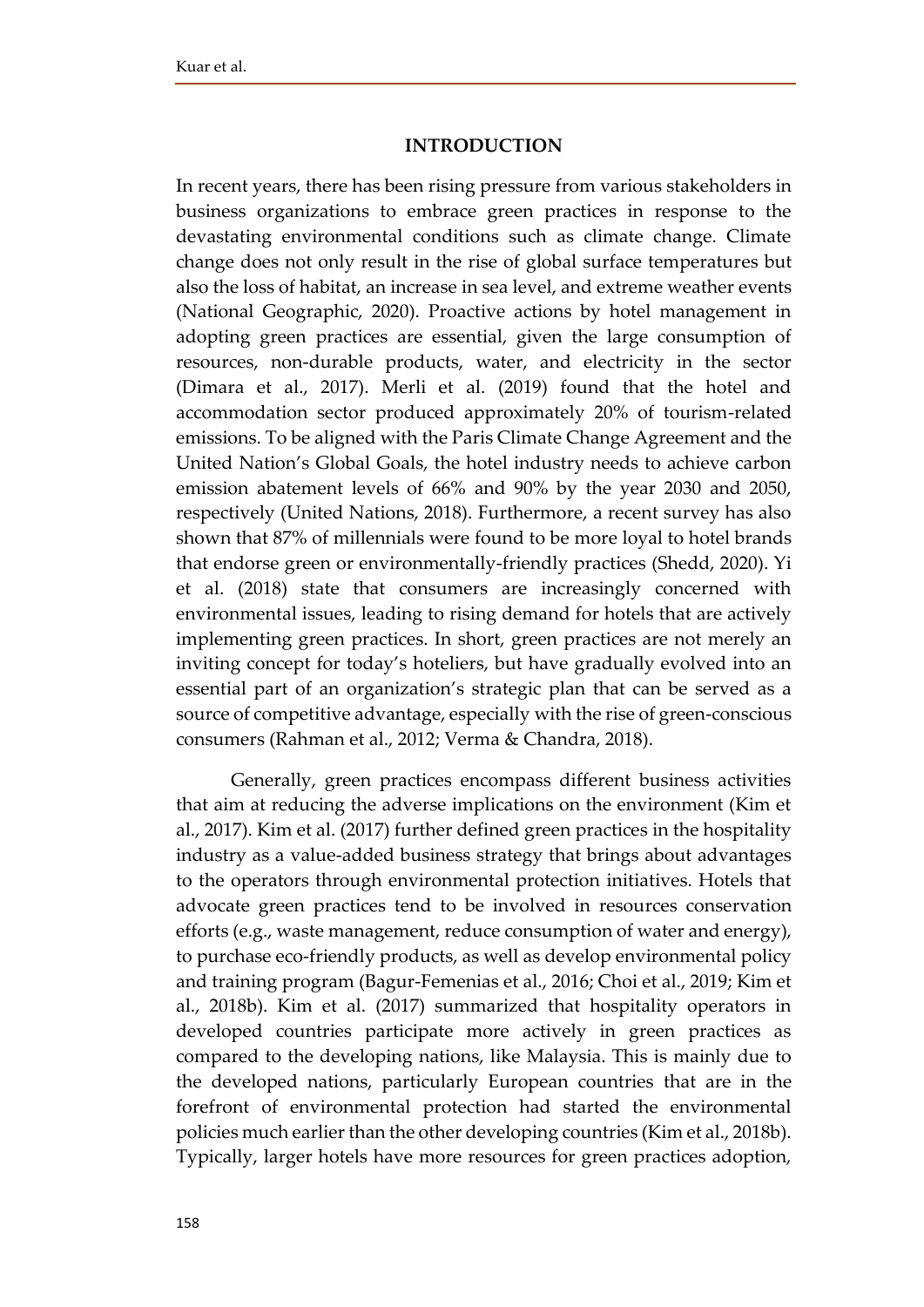## INTRODUCTION

In recent years, there has been rising pressure from various stakeholders in business organizations to embrace green practices in response to the devastating environmental conditions such as climate change. Climate change does not only result in the rise of global surface temperatures but also the loss of habitat, an increase in sea level, and extreme weather events (National Geographic, 2020). Proactive actions by hotel management in adopting green practices are essential, given the large consumption of resources, non-durable products, water, and electricity in the sector (Dimara et al., 2017). Merli et al. (2019) found that the hotel and accommodation sector produced approximately 20% of tourism-related emissions. To be aligned with the Paris Climate Change Agreement and the United Nation's Global Goals, the hotel industry needs to achieve carbon emission abatement levels of 66% and 90% by the year 2030 and 2050, respectively (United Nations, 2018). Furthermore, a recent survey has also shown that 87% of millennials were found to be more loyal to hotel brands that endorse green or environmentally-friendly practices (Shedd, 2020). Yi et al. (2018) state that consumers are increasingly concerned with environmental issues, leading to rising demand for hotels that are actively implementing green practices. In short, green practices are not merely an inviting concept for today's hoteliers, but have gradually evolved into an essential part of an organization's strategic plan that can be served as a source of competitive advantage, especially with the rise of green-conscious consumers (Rahman et al., 2012; Verma & Chandra, 2018).

Generally, green practices encompass different business activities that aim at reducing the adverse implications on the environment (Kim et al., 2017). Kim et al. (2017) further defined green practices in the hospitality industry as a value-added business strategy that brings about advantages to the operators through environmental protection initiatives. Hotels that advocate green practices tend to be involved in resources conservation efforts (e.g., waste management, reduce consumption of water and energy), to purchase eco-friendly products, as well as develop environmental policy and training program (Bagur-Femenias et al., 2016; Choi et al., 2019; Kim et al., 2018b). Kim et al. (2017) summarized that hospitality operators in developed countries participate more actively in green practices as compared to the developing nations, like Malaysia. This is mainly due to the developed nations, particularly European countries that are in the forefront of environmental protection had started the environmental policies much earlier than the other developing countries (Kim et al., 2018b). Typically, larger hotels have more resources for green practices adoption,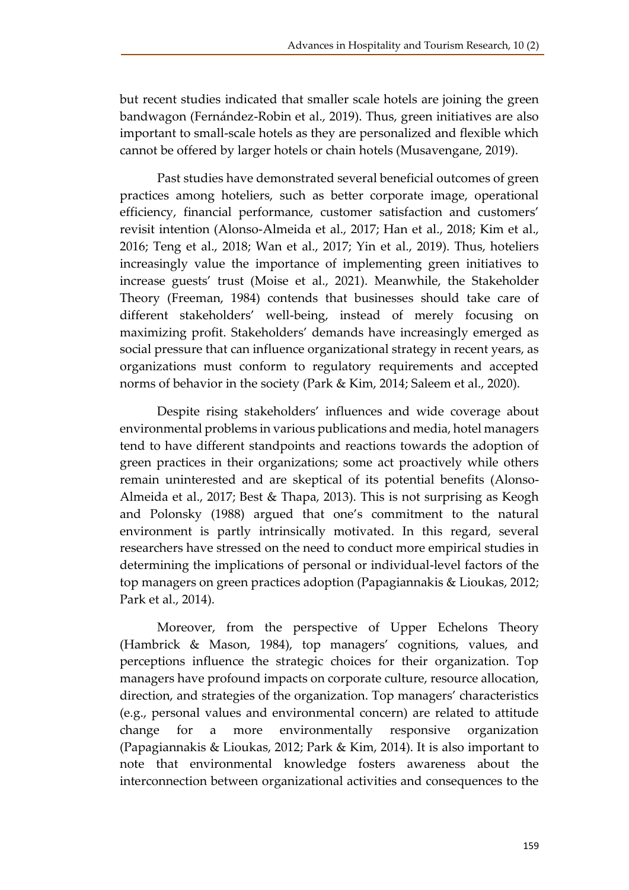but recent studies indicated that smaller scale hotels are joining the green bandwagon (Fernández-Robin et al., 2019). Thus, green initiatives are also important to small-scale hotels as they are personalized and flexible which cannot be offered by larger hotels or chain hotels (Musavengane, 2019).

Past studies have demonstrated several beneficial outcomes of green practices among hoteliers, such as better corporate image, operational efficiency, financial performance, customer satisfaction and customers' revisit intention (Alonso-Almeida et al., 2017; Han et al., 2018; Kim et al., 2016; Teng et al., 2018; Wan et al., 2017; Yin et al., 2019). Thus, hoteliers increasingly value the importance of implementing green initiatives to increase guests' trust (Moise et al., 2021). Meanwhile, the Stakeholder Theory (Freeman, 1984) contends that businesses should take care of different stakeholders' well-being, instead of merely focusing on maximizing profit. Stakeholders' demands have increasingly emerged as social pressure that can influence organizational strategy in recent years, as organizations must conform to regulatory requirements and accepted norms of behavior in the society (Park & Kim, 2014; Saleem et al., 2020).

Despite rising stakeholders' influences and wide coverage about environmental problems in various publications and media, hotel managers tend to have different standpoints and reactions towards the adoption of green practices in their organizations; some act proactively while others remain uninterested and are skeptical of its potential benefits (Alonso-Almeida et al., 2017; Best & Thapa, 2013). This is not surprising as Keogh and Polonsky (1988) argued that one's commitment to the natural environment is partly intrinsically motivated. In this regard, several researchers have stressed on the need to conduct more empirical studies in determining the implications of personal or individual-level factors of the top managers on green practices adoption (Papagiannakis & Lioukas, 2012; Park et al., 2014).

Moreover, from the perspective of Upper Echelons Theory (Hambrick & Mason, 1984), top managers' cognitions, values, and perceptions influence the strategic choices for their organization. Top managers have profound impacts on corporate culture, resource allocation, direction, and strategies of the organization. Top managers' characteristics (e.g., personal values and environmental concern) are related to attitude change for a more environmentally responsive organization (Papagiannakis & Lioukas, 2012; Park & Kim, 2014). It is also important to note that environmental knowledge fosters awareness about the interconnection between organizational activities and consequences to the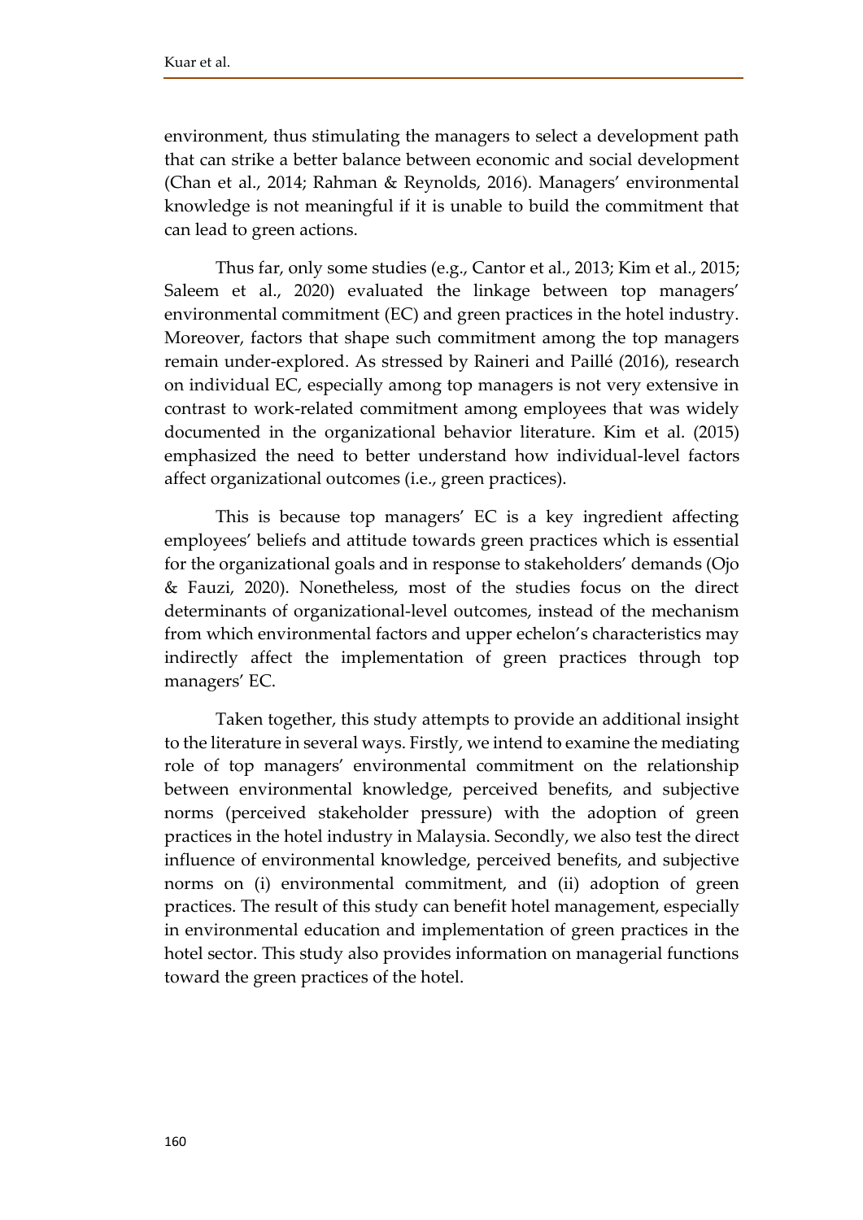environment, thus stimulating the managers to select a development path that can strike a better balance between economic and social development (Chan et al., 2014; Rahman & Reynolds, 2016). Managers' environmental knowledge is not meaningful if it is unable to build the commitment that can lead to green actions.

Thus far, only some studies (e.g., Cantor et al., 2013; Kim et al., 2015; Saleem et al., 2020) evaluated the linkage between top managers' environmental commitment (EC) and green practices in the hotel industry. Moreover, factors that shape such commitment among the top managers remain under-explored. As stressed by Raineri and Paillé (2016), research on individual EC, especially among top managers is not very extensive in contrast to work-related commitment among employees that was widely documented in the organizational behavior literature. Kim et al. (2015) emphasized the need to better understand how individual-level factors affect organizational outcomes (i.e., green practices).

This is because top managers' EC is a key ingredient affecting employees' beliefs and attitude towards green practices which is essential for the organizational goals and in response to stakeholders' demands (Ojo & Fauzi, 2020). Nonetheless, most of the studies focus on the direct determinants of organizational-level outcomes, instead of the mechanism from which environmental factors and upper echelon's characteristics may indirectly affect the implementation of green practices through top managers' EC.

Taken together, this study attempts to provide an additional insight to the literature in several ways. Firstly, we intend to examine the mediating role of top managers' environmental commitment on the relationship between environmental knowledge, perceived benefits, and subjective norms (perceived stakeholder pressure) with the adoption of green practices in the hotel industry in Malaysia. Secondly, we also test the direct influence of environmental knowledge, perceived benefits, and subjective norms on (i) environmental commitment, and (ii) adoption of green practices. The result of this study can benefit hotel management, especially in environmental education and implementation of green practices in the hotel sector. This study also provides information on managerial functions toward the green practices of the hotel.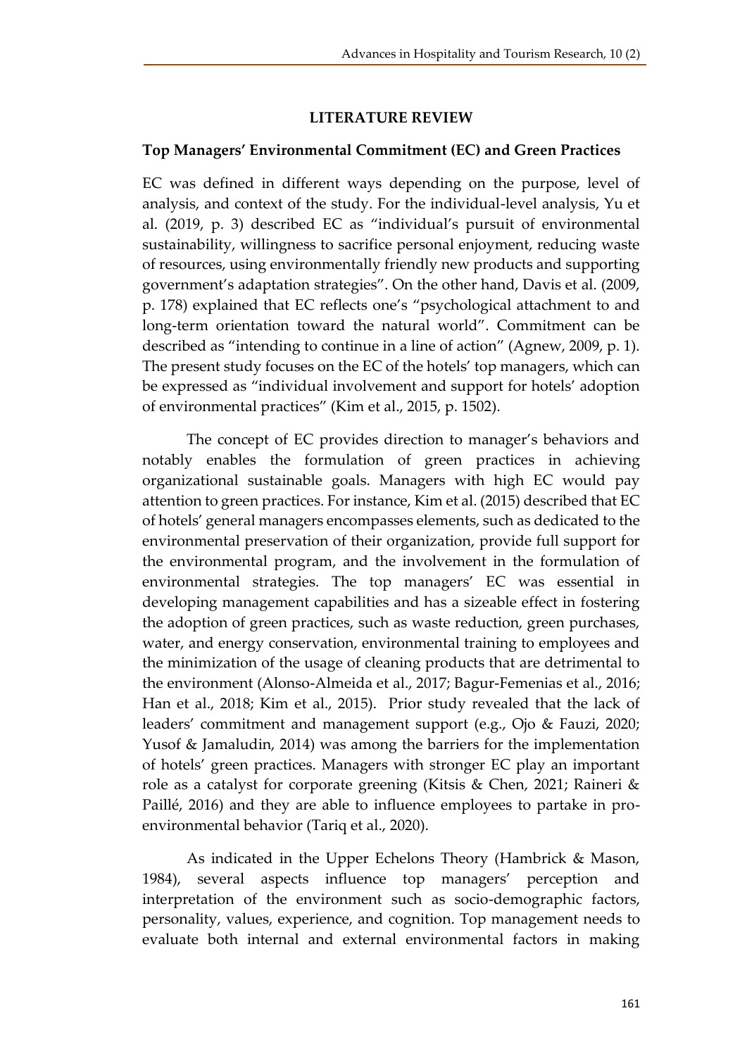## LITERATURE REVIEW

### Top Managers' Environmental Commitment (EC) and Green Practices

EC was defined in different ways depending on the purpose, level of analysis, and context of the study. For the individual-level analysis, Yu et al. (2019, p. 3) described EC as "individual's pursuit of environmental sustainability, willingness to sacrifice personal enjoyment, reducing waste of resources, using environmentally friendly new products and supporting government's adaptation strategies". On the other hand, Davis et al. (2009, p. 178) explained that EC reflects one's "psychological attachment to and long-term orientation toward the natural world". Commitment can be described as "intending to continue in a line of action" (Agnew, 2009, p. 1). The present study focuses on the EC of the hotels' top managers, which can be expressed as "individual involvement and support for hotels' adoption of environmental practices" (Kim et al., 2015, p. 1502).

The concept of EC provides direction to manager's behaviors and notably enables the formulation of green practices in achieving organizational sustainable goals. Managers with high EC would pay attention to green practices. For instance, Kim et al. (2015) described that EC of hotels' general managers encompasses elements, such as dedicated to the environmental preservation of their organization, provide full support for the environmental program, and the involvement in the formulation of environmental strategies. The top managers' EC was essential in developing management capabilities and has a sizeable effect in fostering the adoption of green practices, such as waste reduction, green purchases, water, and energy conservation, environmental training to employees and the minimization of the usage of cleaning products that are detrimental to the environment (Alonso-Almeida et al., 2017; Bagur-Femenias et al., 2016; Han et al., 2018; Kim et al., 2015). Prior study revealed that the lack of leaders' commitment and management support (e.g., Ojo & Fauzi, 2020; Yusof & Jamaludin, 2014) was among the barriers for the implementation of hotels' green practices. Managers with stronger EC play an important role as a catalyst for corporate greening (Kitsis & Chen, 2021; Raineri & Paillé, 2016) and they are able to influence employees to partake in pro-environmental behavior (Tariq et al., 2020).

As indicated in the Upper Echelons Theory (Hambrick & Mason, 1984), several aspects influence top managers' perception and interpretation of the environment such as socio-demographic factors, personality, values, experience, and cognition. Top management needs to evaluate both internal and external environmental factors in making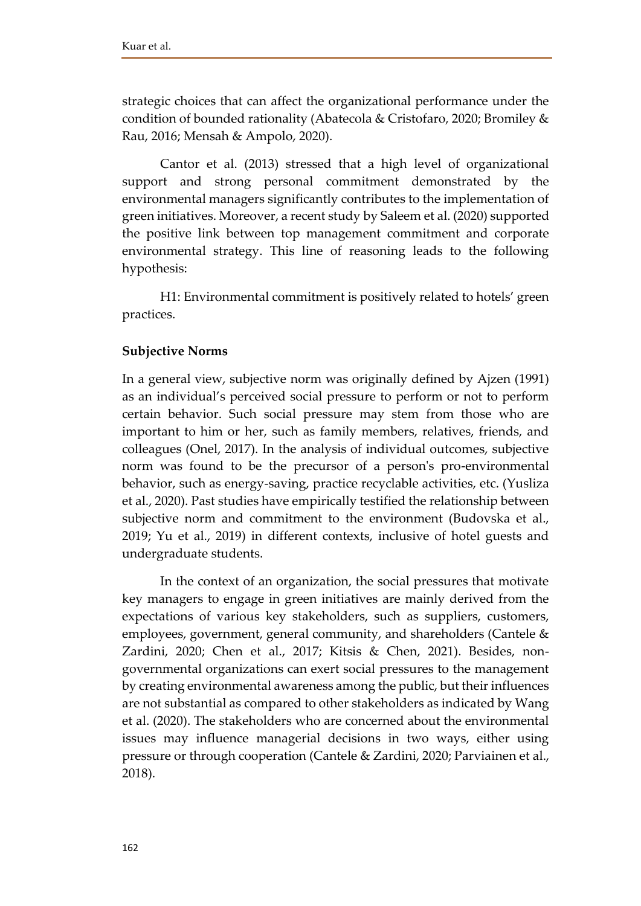strategic choices that can affect the organizational performance under the condition of bounded rationality (Abatecola & Cristofaro, 2020; Bromiley & Rau, 2016; Mensah & Ampolo, 2020).

Cantor et al. (2013) stressed that a high level of organizational support and strong personal commitment demonstrated by the environmental managers significantly contributes to the implementation of green initiatives. Moreover, a recent study by Saleem et al. (2020) supported the positive link between top management commitment and corporate environmental strategy. This line of reasoning leads to the following hypothesis:

H1: Environmental commitment is positively related to hotels' green practices.

**Subjective Norms**

In a general view, subjective norm was originally defined by Ajzen (1991) as an individual's perceived social pressure to perform or not to perform certain behavior. Such social pressure may stem from those who are important to him or her, such as family members, relatives, friends, and colleagues (Onel, 2017). In the analysis of individual outcomes, subjective norm was found to be the precursor of a person's pro-environmental behavior, such as energy-saving, practice recyclable activities, etc. (Yusliza et al., 2020). Past studies have empirically testified the relationship between subjective norm and commitment to the environment (Budovska et al., 2019; Yu et al., 2019) in different contexts, inclusive of hotel guests and undergraduate students.

In the context of an organization, the social pressures that motivate key managers to engage in green initiatives are mainly derived from the expectations of various key stakeholders, such as suppliers, customers, employees, government, general community, and shareholders (Cantele & Zardini, 2020; Chen et al., 2017; Kitsis & Chen, 2021). Besides, non-governmental organizations can exert social pressures to the management by creating environmental awareness among the public, but their influences are not substantial as compared to other stakeholders as indicated by Wang et al. (2020). The stakeholders who are concerned about the environmental issues may influence managerial decisions in two ways, either using pressure or through cooperation (Cantele & Zardini, 2020; Parviainen et al., 2018).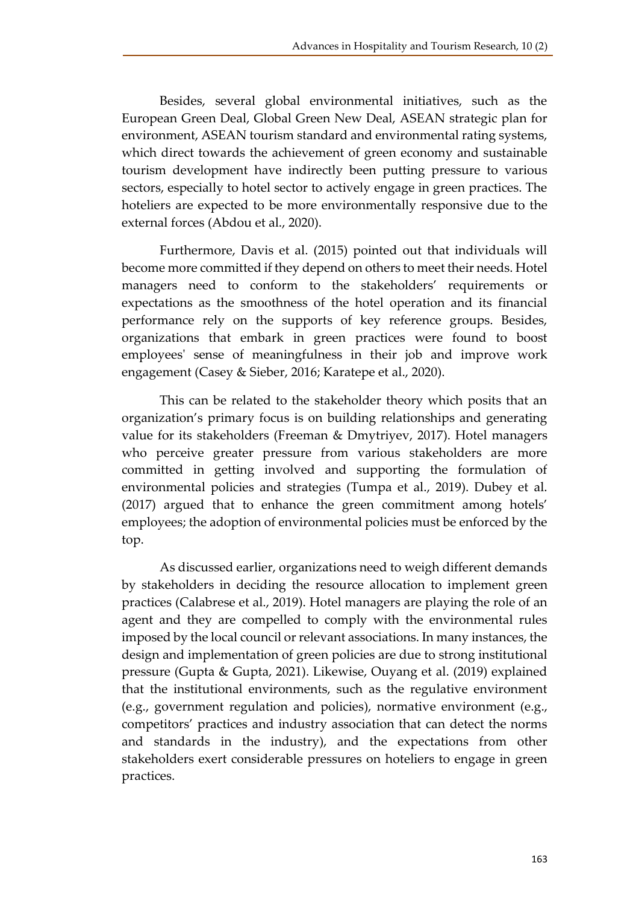Besides, several global environmental initiatives, such as the European Green Deal, Global Green New Deal, ASEAN strategic plan for environment, ASEAN tourism standard and environmental rating systems, which direct towards the achievement of green economy and sustainable tourism development have indirectly been putting pressure to various sectors, especially to hotel sector to actively engage in green practices. The hoteliers are expected to be more environmentally responsive due to the external forces (Abdou et al., 2020).

Furthermore, Davis et al. (2015) pointed out that individuals will become more committed if they depend on others to meet their needs. Hotel managers need to conform to the stakeholders' requirements or expectations as the smoothness of the hotel operation and its financial performance rely on the supports of key reference groups. Besides, organizations that embark in green practices were found to boost employees' sense of meaningfulness in their job and improve work engagement (Casey & Sieber, 2016; Karatepe et al., 2020).

This can be related to the stakeholder theory which posits that an organization's primary focus is on building relationships and generating value for its stakeholders (Freeman & Dmytriyev, 2017). Hotel managers who perceive greater pressure from various stakeholders are more committed in getting involved and supporting the formulation of environmental policies and strategies (Tumpa et al., 2019). Dubey et al. (2017) argued that to enhance the green commitment among hotels' employees; the adoption of environmental policies must be enforced by the top.

As discussed earlier, organizations need to weigh different demands by stakeholders in deciding the resource allocation to implement green practices (Calabrese et al., 2019). Hotel managers are playing the role of an agent and they are compelled to comply with the environmental rules imposed by the local council or relevant associations. In many instances, the design and implementation of green policies are due to strong institutional pressure (Gupta & Gupta, 2021). Likewise, Ouyang et al. (2019) explained that the institutional environments, such as the regulative environment (e.g., government regulation and policies), normative environment (e.g., competitors' practices and industry association that can detect the norms and standards in the industry), and the expectations from other stakeholders exert considerable pressures on hoteliers to engage in green practices.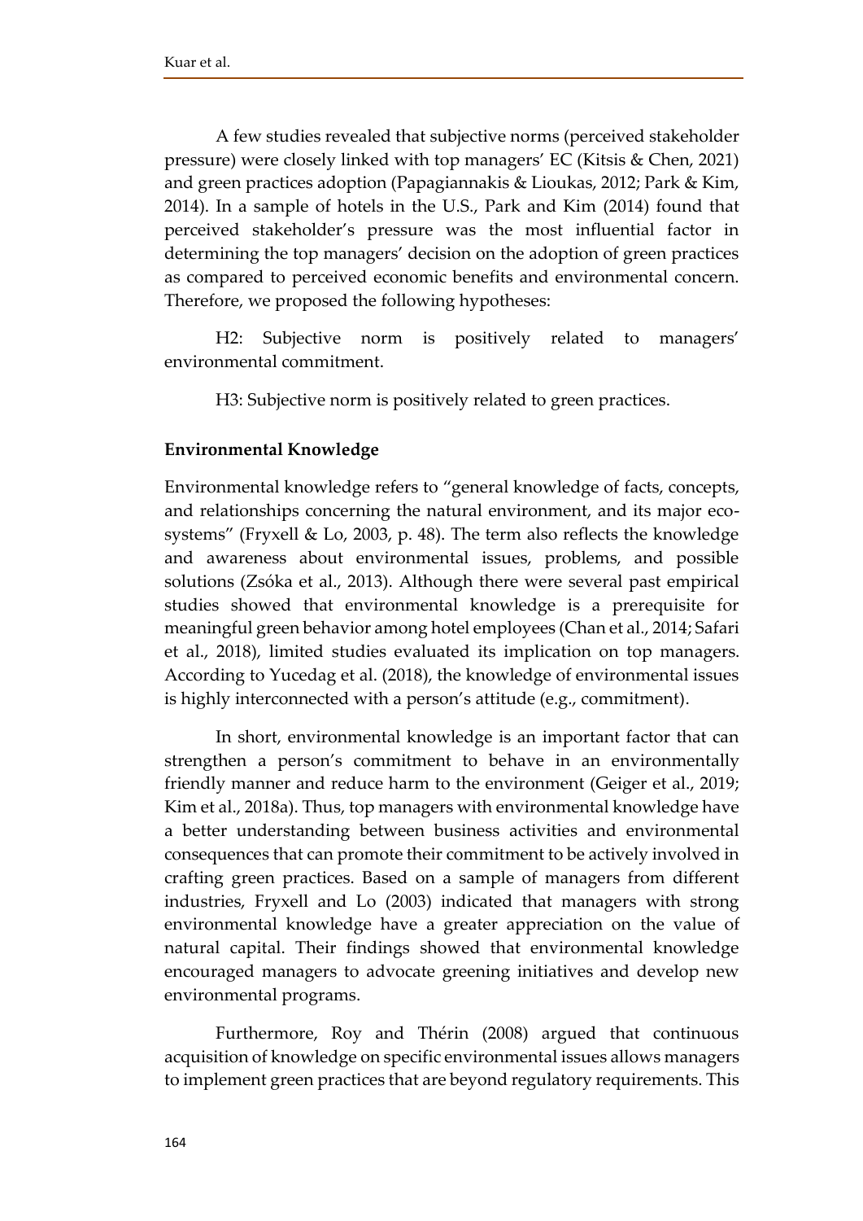A few studies revealed that subjective norms (perceived stakeholder pressure) were closely linked with top managers' EC (Kitsis & Chen, 2021) and green practices adoption (Papagiannakis & Lioukas, 2012; Park & Kim, 2014). In a sample of hotels in the U.S., Park and Kim (2014) found that perceived stakeholder's pressure was the most influential factor in determining the top managers' decision on the adoption of green practices as compared to perceived economic benefits and environmental concern. Therefore, we proposed the following hypotheses:

H2: Subjective norm is positively related to managers' environmental commitment.

H3: Subjective norm is positively related to green practices.

**Environmental Knowledge**

Environmental knowledge refers to "general knowledge of facts, concepts, and relationships concerning the natural environment, and its major eco-systems" (Fryxell & Lo, 2003, p. 48). The term also reflects the knowledge and awareness about environmental issues, problems, and possible solutions (Zsóka et al., 2013). Although there were several past empirical studies showed that environmental knowledge is a prerequisite for meaningful green behavior among hotel employees (Chan et al., 2014; Safari et al., 2018), limited studies evaluated its implication on top managers. According to Yucedag et al. (2018), the knowledge of environmental issues is highly interconnected with a person's attitude (e.g., commitment).

In short, environmental knowledge is an important factor that can strengthen a person's commitment to behave in an environmentally friendly manner and reduce harm to the environment (Geiger et al., 2019; Kim et al., 2018a). Thus, top managers with environmental knowledge have a better understanding between business activities and environmental consequences that can promote their commitment to be actively involved in crafting green practices. Based on a sample of managers from different industries, Fryxell and Lo (2003) indicated that managers with strong environmental knowledge have a greater appreciation on the value of natural capital. Their findings showed that environmental knowledge encouraged managers to advocate greening initiatives and develop new environmental programs.

Furthermore, Roy and Thérin (2008) argued that continuous acquisition of knowledge on specific environmental issues allows managers to implement green practices that are beyond regulatory requirements. This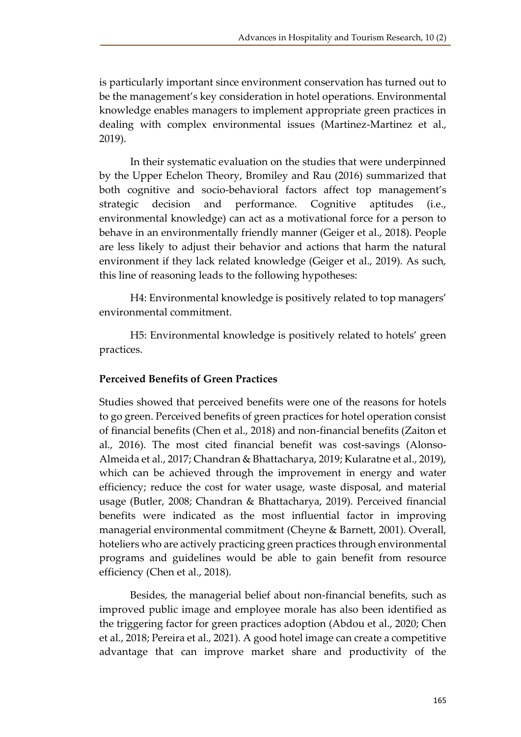is particularly important since environment conservation has turned out to be the management's key consideration in hotel operations. Environmental knowledge enables managers to implement appropriate green practices in dealing with complex environmental issues (Martinez-Martinez et al., 2019).

In their systematic evaluation on the studies that were underpinned by the Upper Echelon Theory, Bromiley and Rau (2016) summarized that both cognitive and socio-behavioral factors affect top management's strategic decision and performance. Cognitive aptitudes (i.e., environmental knowledge) can act as a motivational force for a person to behave in an environmentally friendly manner (Geiger et al., 2018). People are less likely to adjust their behavior and actions that harm the natural environment if they lack related knowledge (Geiger et al., 2019). As such, this line of reasoning leads to the following hypotheses:

H4: Environmental knowledge is positively related to top managers' environmental commitment.

H5: Environmental knowledge is positively related to hotels' green practices.

### Perceived Benefits of Green Practices

Studies showed that perceived benefits were one of the reasons for hotels to go green. Perceived benefits of green practices for hotel operation consist of financial benefits (Chen et al., 2018) and non-financial benefits (Zaiton et al., 2016). The most cited financial benefit was cost-savings (Alonso-Almeida et al., 2017; Chandran & Bhattacharya, 2019; Kularatne et al., 2019), which can be achieved through the improvement in energy and water efficiency; reduce the cost for water usage, waste disposal, and material usage (Butler, 2008; Chandran & Bhattacharya, 2019). Perceived financial benefits were indicated as the most influential factor in improving managerial environmental commitment (Cheyne & Barnett, 2001). Overall, hoteliers who are actively practicing green practices through environmental programs and guidelines would be able to gain benefit from resource efficiency (Chen et al., 2018).

Besides, the managerial belief about non-financial benefits, such as improved public image and employee morale has also been identified as the triggering factor for green practices adoption (Abdou et al., 2020; Chen et al., 2018; Pereira et al., 2021). A good hotel image can create a competitive advantage that can improve market share and productivity of the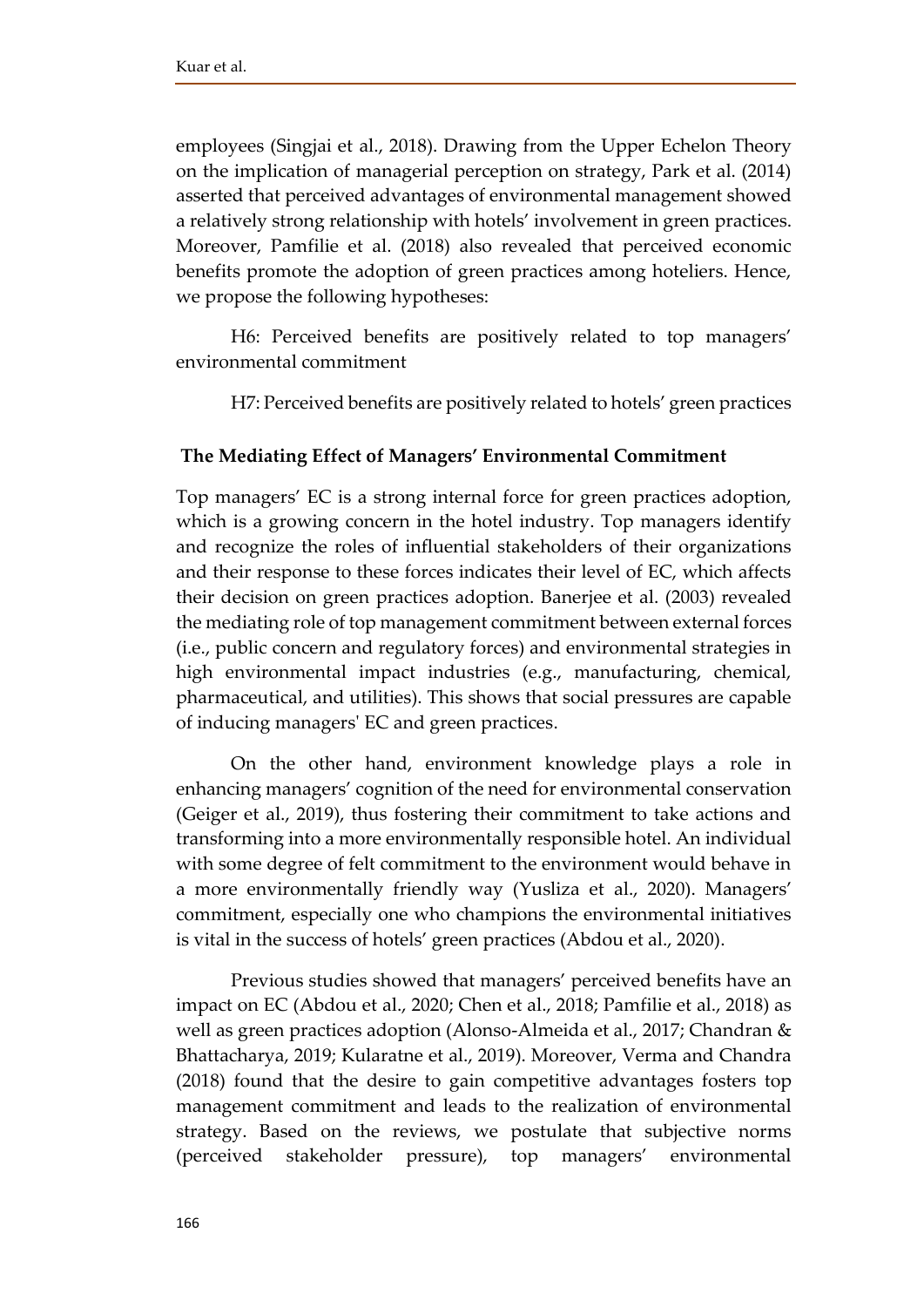employees (Singjai et al., 2018). Drawing from the Upper Echelon Theory on the implication of managerial perception on strategy, Park et al. (2014) asserted that perceived advantages of environmental management showed a relatively strong relationship with hotels' involvement in green practices. Moreover, Pamfilie et al. (2018) also revealed that perceived economic benefits promote the adoption of green practices among hoteliers. Hence, we propose the following hypotheses:

H6: Perceived benefits are positively related to top managers' environmental commitment

H7: Perceived benefits are positively related to hotels' green practices

### The Mediating Effect of Managers' Environmental Commitment

Top managers' EC is a strong internal force for green practices adoption, which is a growing concern in the hotel industry. Top managers identify and recognize the roles of influential stakeholders of their organizations and their response to these forces indicates their level of EC, which affects their decision on green practices adoption. Banerjee et al. (2003) revealed the mediating role of top management commitment between external forces (i.e., public concern and regulatory forces) and environmental strategies in high environmental impact industries (e.g., manufacturing, chemical, pharmaceutical, and utilities). This shows that social pressures are capable of inducing managers' EC and green practices.

On the other hand, environment knowledge plays a role in enhancing managers' cognition of the need for environmental conservation (Geiger et al., 2019), thus fostering their commitment to take actions and transforming into a more environmentally responsible hotel. An individual with some degree of felt commitment to the environment would behave in a more environmentally friendly way (Yusliza et al., 2020). Managers' commitment, especially one who champions the environmental initiatives is vital in the success of hotels' green practices (Abdou et al., 2020).

Previous studies showed that managers' perceived benefits have an impact on EC (Abdou et al., 2020; Chen et al., 2018; Pamfilie et al., 2018) as well as green practices adoption (Alonso-Almeida et al., 2017; Chandran & Bhattacharya, 2019; Kularatne et al., 2019). Moreover, Verma and Chandra (2018) found that the desire to gain competitive advantages fosters top management commitment and leads to the realization of environmental strategy. Based on the reviews, we postulate that subjective norms (perceived stakeholder pressure), top managers' environmental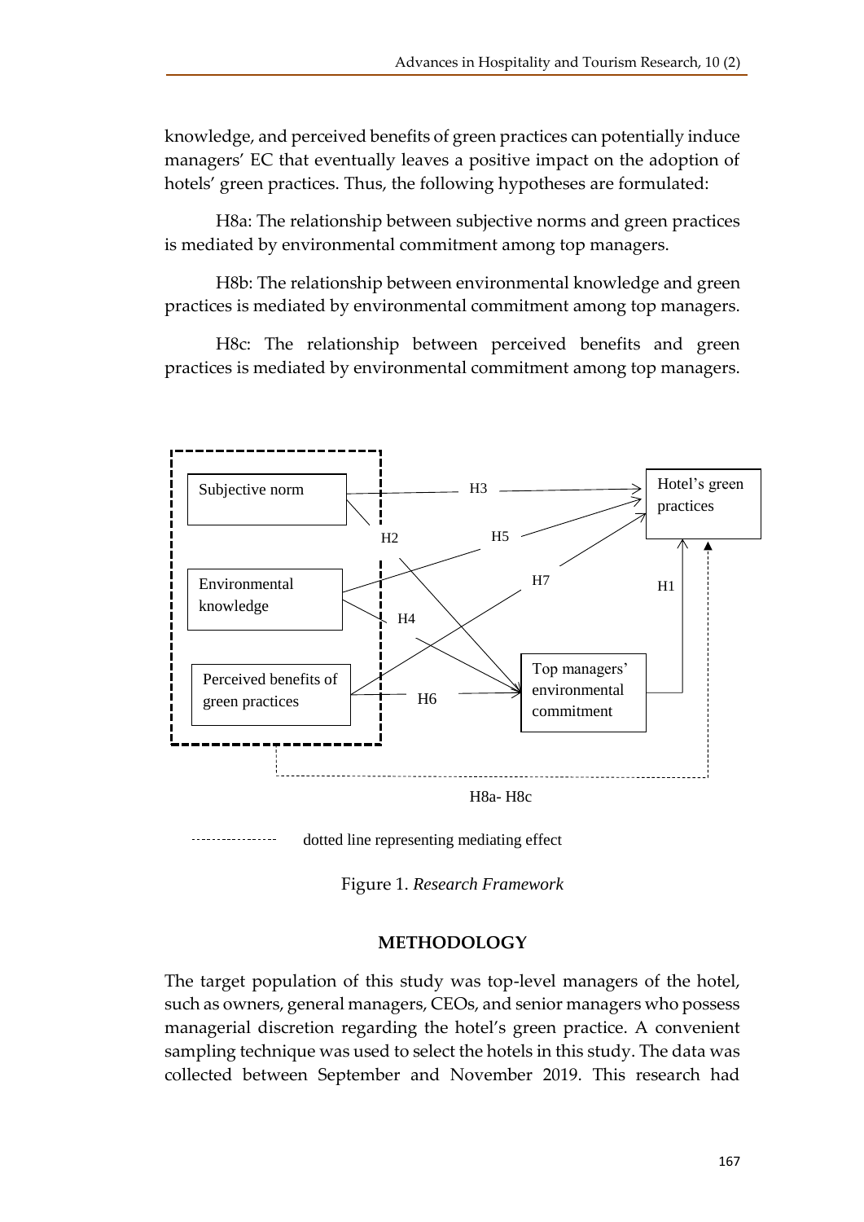knowledge, and perceived benefits of green practices can potentially induce managers' EC that eventually leaves a positive impact on the adoption of hotels' green practices. Thus, the following hypotheses are formulated:

H8a: The relationship between subjective norms and green practices is mediated by environmental commitment among top managers.

H8b: The relationship between environmental knowledge and green practices is mediated by environmental commitment among top managers.

H8c: The relationship between perceived benefits and green practices is mediated by environmental commitment among top managers.

Subjective norm

Environmental knowledge

Perceived benefits of green practices

Hotel's green practices

Top managers' environmental commitment

H1 H2 H3 H4 H5 H6 H7

H8a- H8c

dotted line representing mediating effect

Figure 1. *Research Framework*

## METHODOLOGY

The target population of this study was top-level managers of the hotel, such as owners, general managers, CEOs, and senior managers who possess managerial discretion regarding the hotel's green practice. A convenient sampling technique was used to select the hotels in this study. The data was collected between September and November 2019. This research had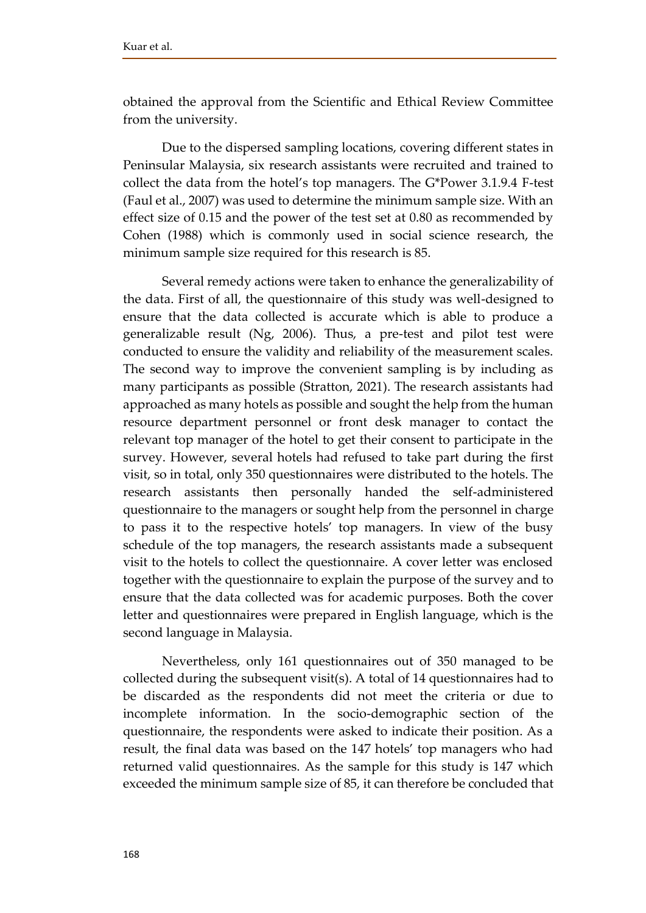obtained the approval from the Scientific and Ethical Review Committee from the university.

Due to the dispersed sampling locations, covering different states in Peninsular Malaysia, six research assistants were recruited and trained to collect the data from the hotel's top managers. The G*Power 3.1.9.4 F-test (Faul et al., 2007) was used to determine the minimum sample size. With an effect size of 0.15 and the power of the test set at 0.80 as recommended by Cohen (1988) which is commonly used in social science research, the minimum sample size required for this research is 85.

Several remedy actions were taken to enhance the generalizability of the data. First of all, the questionnaire of this study was well-designed to ensure that the data collected is accurate which is able to produce a generalizable result (Ng, 2006). Thus, a pre-test and pilot test were conducted to ensure the validity and reliability of the measurement scales. The second way to improve the convenient sampling is by including as many participants as possible (Stratton, 2021). The research assistants had approached as many hotels as possible and sought the help from the human resource department personnel or front desk manager to contact the relevant top manager of the hotel to get their consent to participate in the survey. However, several hotels had refused to take part during the first visit, so in total, only 350 questionnaires were distributed to the hotels. The research assistants then personally handed the self-administered questionnaire to the managers or sought help from the personnel in charge to pass it to the respective hotels' top managers. In view of the busy schedule of the top managers, the research assistants made a subsequent visit to the hotels to collect the questionnaire. A cover letter was enclosed together with the questionnaire to explain the purpose of the survey and to ensure that the data collected was for academic purposes. Both the cover letter and questionnaires were prepared in English language, which is the second language in Malaysia.

Nevertheless, only 161 questionnaires out of 350 managed to be collected during the subsequent visit(s). A total of 14 questionnaires had to be discarded as the respondents did not meet the criteria or due to incomplete information. In the socio-demographic section of the questionnaire, the respondents were asked to indicate their position. As a result, the final data was based on the 147 hotels' top managers who had returned valid questionnaires. As the sample for this study is 147 which exceeded the minimum sample size of 85, it can therefore be concluded that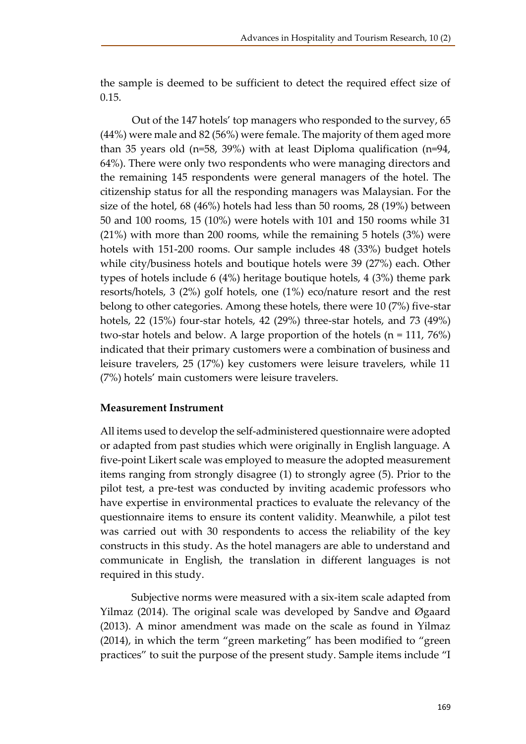the sample is deemed to be sufficient to detect the required effect size of 0.15.

Out of the 147 hotels' top managers who responded to the survey, 65 (44%) were male and 82 (56%) were female. The majority of them aged more than 35 years old (n=58, 39%) with at least Diploma qualification (n=94, 64%). There were only two respondents who were managing directors and the remaining 145 respondents were general managers of the hotel. The citizenship status for all the responding managers was Malaysian. For the size of the hotel, 68 (46%) hotels had less than 50 rooms, 28 (19%) between 50 and 100 rooms, 15 (10%) were hotels with 101 and 150 rooms while 31 (21%) with more than 200 rooms, while the remaining 5 hotels (3%) were hotels with 151-200 rooms. Our sample includes 48 (33%) budget hotels while city/business hotels and boutique hotels were 39 (27%) each. Other types of hotels include 6 (4%) heritage boutique hotels, 4 (3%) theme park resorts/hotels, 3 (2%) golf hotels, one (1%) eco/nature resort and the rest belong to other categories. Among these hotels, there were 10 (7%) five-star hotels, 22 (15%) four-star hotels, 42 (29%) three-star hotels, and 73 (49%) two-star hotels and below. A large proportion of the hotels (n = 111, 76%) indicated that their primary customers were a combination of business and leisure travelers, 25 (17%) key customers were leisure travelers, while 11 (7%) hotels' main customers were leisure travelers.

### Measurement Instrument

All items used to develop the self-administered questionnaire were adopted or adapted from past studies which were originally in English language. A five-point Likert scale was employed to measure the adopted measurement items ranging from strongly disagree (1) to strongly agree (5). Prior to the pilot test, a pre-test was conducted by inviting academic professors who have expertise in environmental practices to evaluate the relevancy of the questionnaire items to ensure its content validity. Meanwhile, a pilot test was carried out with 30 respondents to access the reliability of the key constructs in this study. As the hotel managers are able to understand and communicate in English, the translation in different languages is not required in this study.

Subjective norms were measured with a six-item scale adapted from Yilmaz (2014). The original scale was developed by Sandve and Øgaard (2013). A minor amendment was made on the scale as found in Yilmaz (2014), in which the term "green marketing" has been modified to "green practices" to suit the purpose of the present study. Sample items include "I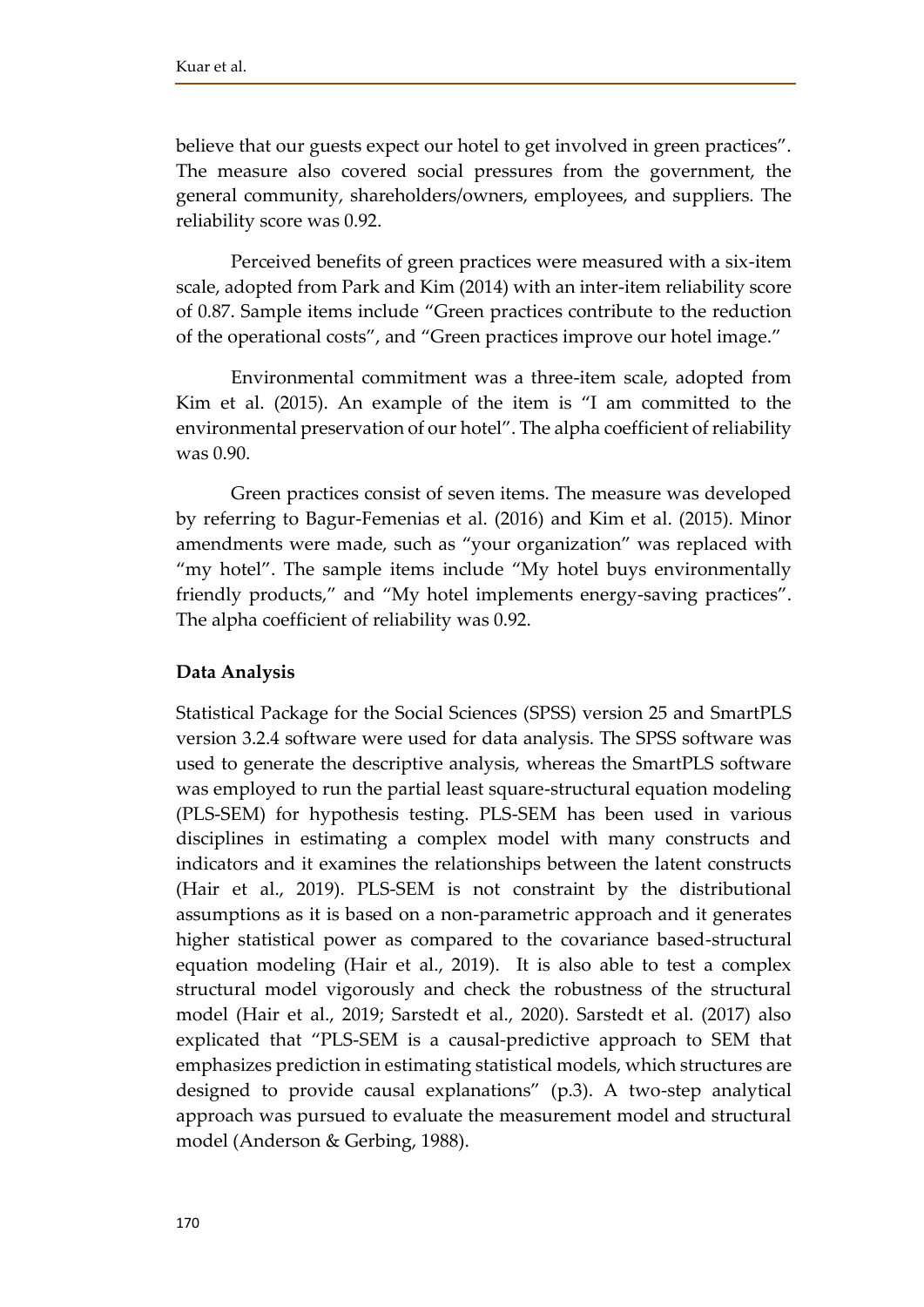believe that our guests expect our hotel to get involved in green practices". The measure also covered social pressures from the government, the general community, shareholders/owners, employees, and suppliers. The reliability score was 0.92.

Perceived benefits of green practices were measured with a six-item scale, adopted from Park and Kim (2014) with an inter-item reliability score of 0.87. Sample items include "Green practices contribute to the reduction of the operational costs", and "Green practices improve our hotel image."

Environmental commitment was a three-item scale, adopted from Kim et al. (2015). An example of the item is "I am committed to the environmental preservation of our hotel". The alpha coefficient of reliability was 0.90.

Green practices consist of seven items. The measure was developed by referring to Bagur-Femenias et al. (2016) and Kim et al. (2015). Minor amendments were made, such as "your organization" was replaced with "my hotel". The sample items include "My hotel buys environmentally friendly products," and "My hotel implements energy-saving practices". The alpha coefficient of reliability was 0.92.

**Data Analysis**

Statistical Package for the Social Sciences (SPSS) version 25 and SmartPLS version 3.2.4 software were used for data analysis. The SPSS software was used to generate the descriptive analysis, whereas the SmartPLS software was employed to run the partial least square-structural equation modeling (PLS-SEM) for hypothesis testing. PLS-SEM has been used in various disciplines in estimating a complex model with many constructs and indicators and it examines the relationships between the latent constructs (Hair et al., 2019). PLS-SEM is not constraint by the distributional assumptions as it is based on a non-parametric approach and it generates higher statistical power as compared to the covariance based-structural equation modeling (Hair et al., 2019). It is also able to test a complex structural model vigorously and check the robustness of the structural model (Hair et al., 2019; Sarstedt et al., 2020). Sarstedt et al. (2017) also explicated that "PLS-SEM is a causal-predictive approach to SEM that emphasizes prediction in estimating statistical models, which structures are designed to provide causal explanations" (p.3). A two-step analytical approach was pursued to evaluate the measurement model and structural model (Anderson & Gerbing, 1988).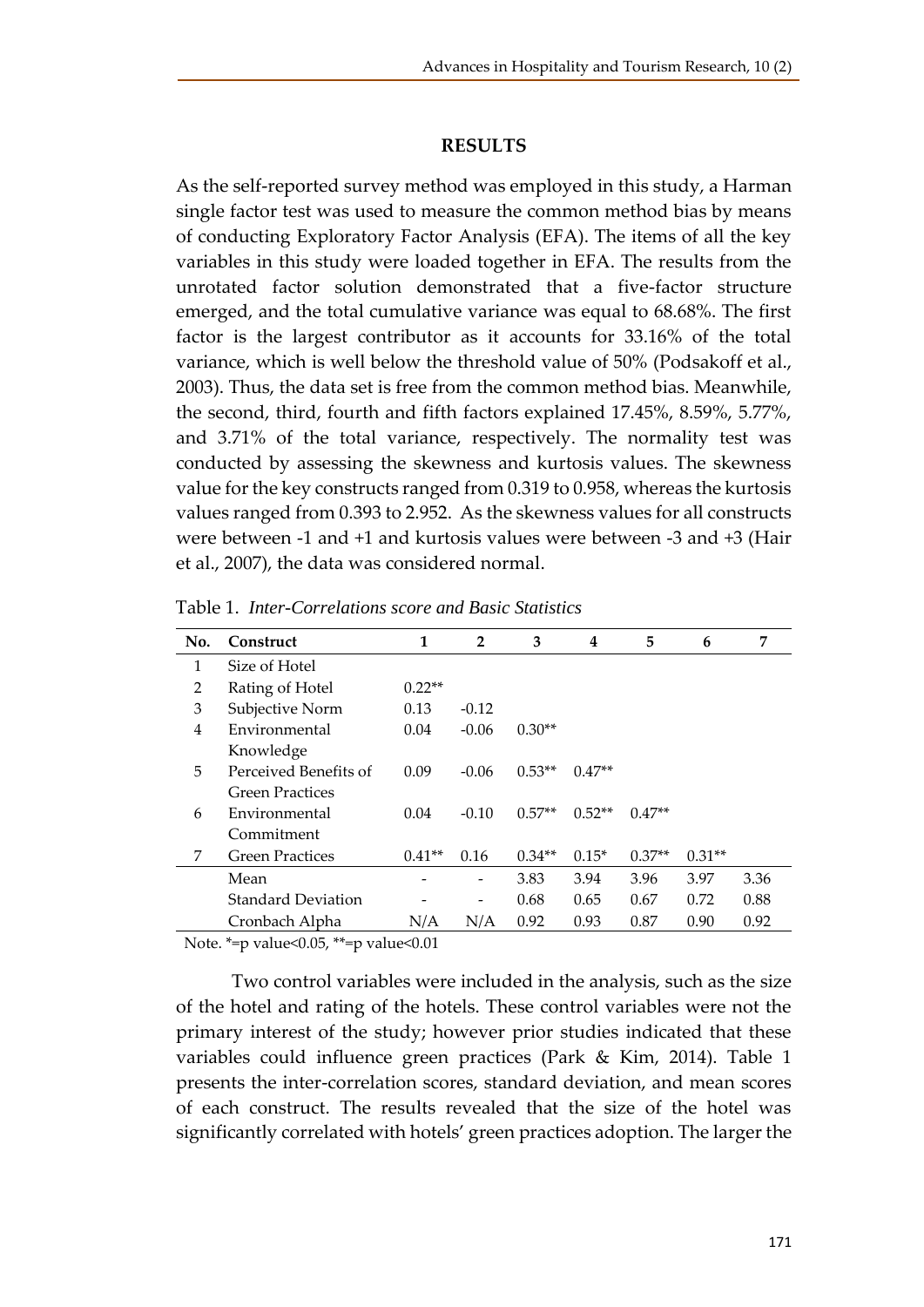## RESULTS

As the self-reported survey method was employed in this study, a Harman single factor test was used to measure the common method bias by means of conducting Exploratory Factor Analysis (EFA). The items of all the key variables in this study were loaded together in EFA. The results from the unrotated factor solution demonstrated that a five-factor structure emerged, and the total cumulative variance was equal to 68.68%. The first factor is the largest contributor as it accounts for 33.16% of the total variance, which is well below the threshold value of 50% (Podsakoff et al., 2003). Thus, the data set is free from the common method bias. Meanwhile, the second, third, fourth and fifth factors explained 17.45%, 8.59%, 5.77%, and 3.71% of the total variance, respectively. The normality test was conducted by assessing the skewness and kurtosis values. The skewness value for the key constructs ranged from 0.319 to 0.958, whereas the kurtosis values ranged from 0.393 to 2.952. As the skewness values for all constructs were between -1 and +1 and kurtosis values were between -3 and +3 (Hair et al., 2007), the data was considered normal.

Table 1. *Inter-Correlations score and Basic Statistics*

| No. | Construct | 1 | 2 | 3 | 4 | 5 | 6 | 7 |
|---|---|---|---|---|---|---|---|---|
| 1 | Size of Hotel | | | | | | | |
| 2 | Rating of Hotel | 0.22** | | | | | | |
| 3 | Subjective Norm | 0.13 | -0.12 | | | | | |
| 4 | Environmental Knowledge | 0.04 | -0.06 | 0.30** | | | | |
| 5 | Perceived Benefits of Green Practices | 0.09 | -0.06 | 0.53** | 0.47** | | | |
| 6 | Environmental Commitment | 0.04 | -0.10 | 0.57** | 0.52** | 0.47** | | |
| 7 | Green Practices | 0.41** | 0.16 | 0.34** | 0.15* | 0.37** | 0.31** | |
| | Mean | - | - | 3.83 | 3.94 | 3.96 | 3.97 | 3.36 |
| | Standard Deviation | - | - | 0.68 | 0.65 | 0.67 | 0.72 | 0.88 |
| | Cronbach Alpha | N/A | N/A | 0.92 | 0.93 | 0.87 | 0.90 | 0.92 |

Note. *=p value<0.05, **=p value<0.01

Two control variables were included in the analysis, such as the size of the hotel and rating of the hotels. These control variables were not the primary interest of the study; however prior studies indicated that these variables could influence green practices (Park & Kim, 2014). Table 1 presents the inter-correlation scores, standard deviation, and mean scores of each construct. The results revealed that the size of the hotel was significantly correlated with hotels' green practices adoption. The larger the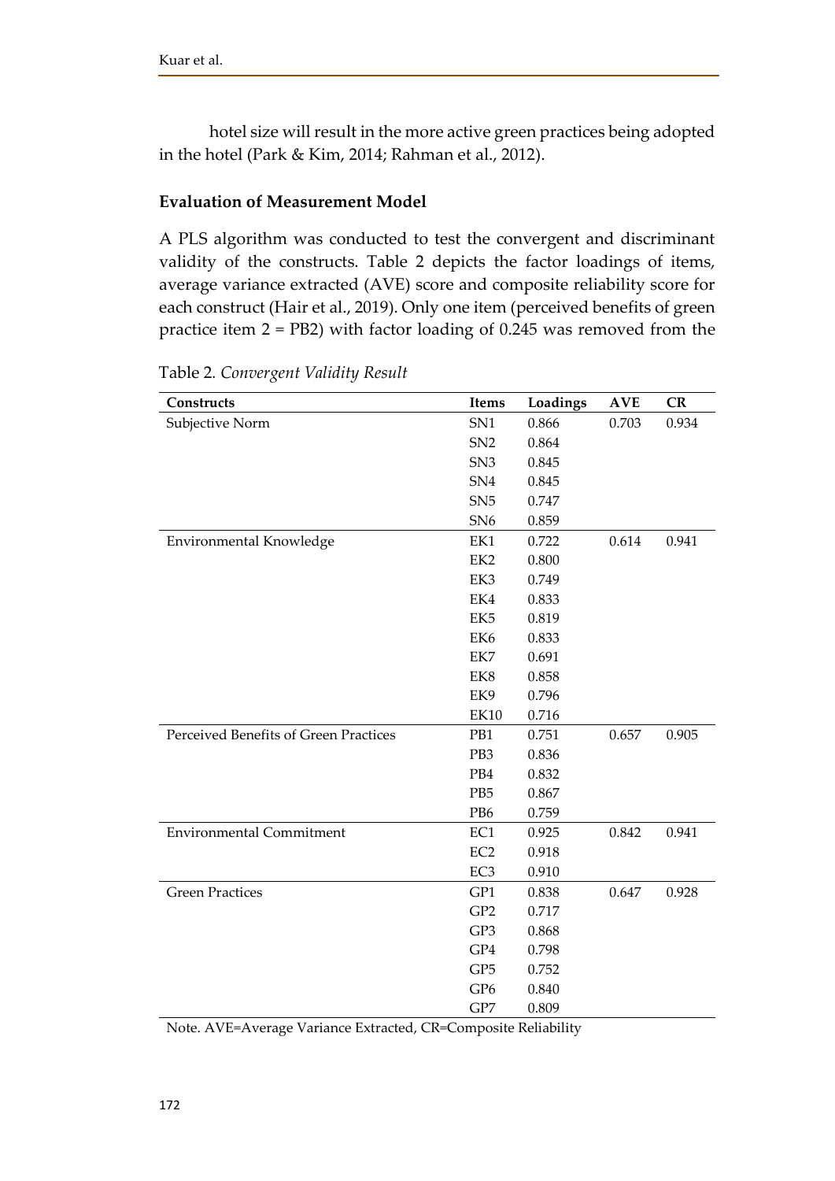hotel size will result in the more active green practices being adopted in the hotel (Park & Kim, 2014; Rahman et al., 2012).

### Evaluation of Measurement Model

A PLS algorithm was conducted to test the convergent and discriminant validity of the constructs. Table 2 depicts the factor loadings of items, average variance extracted (AVE) score and composite reliability score for each construct (Hair et al., 2019). Only one item (perceived benefits of green practice item 2 = PB2) with factor loading of 0.245 was removed from the

Table 2. *Convergent Validity Result*

| Constructs | Items | Loadings | AVE | CR |
|---|---|---|---|---|
| Subjective Norm | SN1 | 0.866 | 0.703 | 0.934 |
| | SN2 | 0.864 | | |
| | SN3 | 0.845 | | |
| | SN4 | 0.845 | | |
| | SN5 | 0.747 | | |
| | SN6 | 0.859 | | |
| Environmental Knowledge | EK1 | 0.722 | 0.614 | 0.941 |
| | EK2 | 0.800 | | |
| | EK3 | 0.749 | | |
| | EK4 | 0.833 | | |
| | EK5 | 0.819 | | |
| | EK6 | 0.833 | | |
| | EK7 | 0.691 | | |
| | EK8 | 0.858 | | |
| | EK9 | 0.796 | | |
| | EK10 | 0.716 | | |
| Perceived Benefits of Green Practices | PB1 | 0.751 | 0.657 | 0.905 |
| | PB3 | 0.836 | | |
| | PB4 | 0.832 | | |
| | PB5 | 0.867 | | |
| | PB6 | 0.759 | | |
| Environmental Commitment | EC1 | 0.925 | 0.842 | 0.941 |
| | EC2 | 0.918 | | |
| | EC3 | 0.910 | | |
| Green Practices | GP1 | 0.838 | 0.647 | 0.928 |
| | GP2 | 0.717 | | |
| | GP3 | 0.868 | | |
| | GP4 | 0.798 | | |
| | GP5 | 0.752 | | |
| | GP6 | 0.840 | | |
| | GP7 | 0.809 | | |

Note. AVE=Average Variance Extracted, CR=Composite Reliability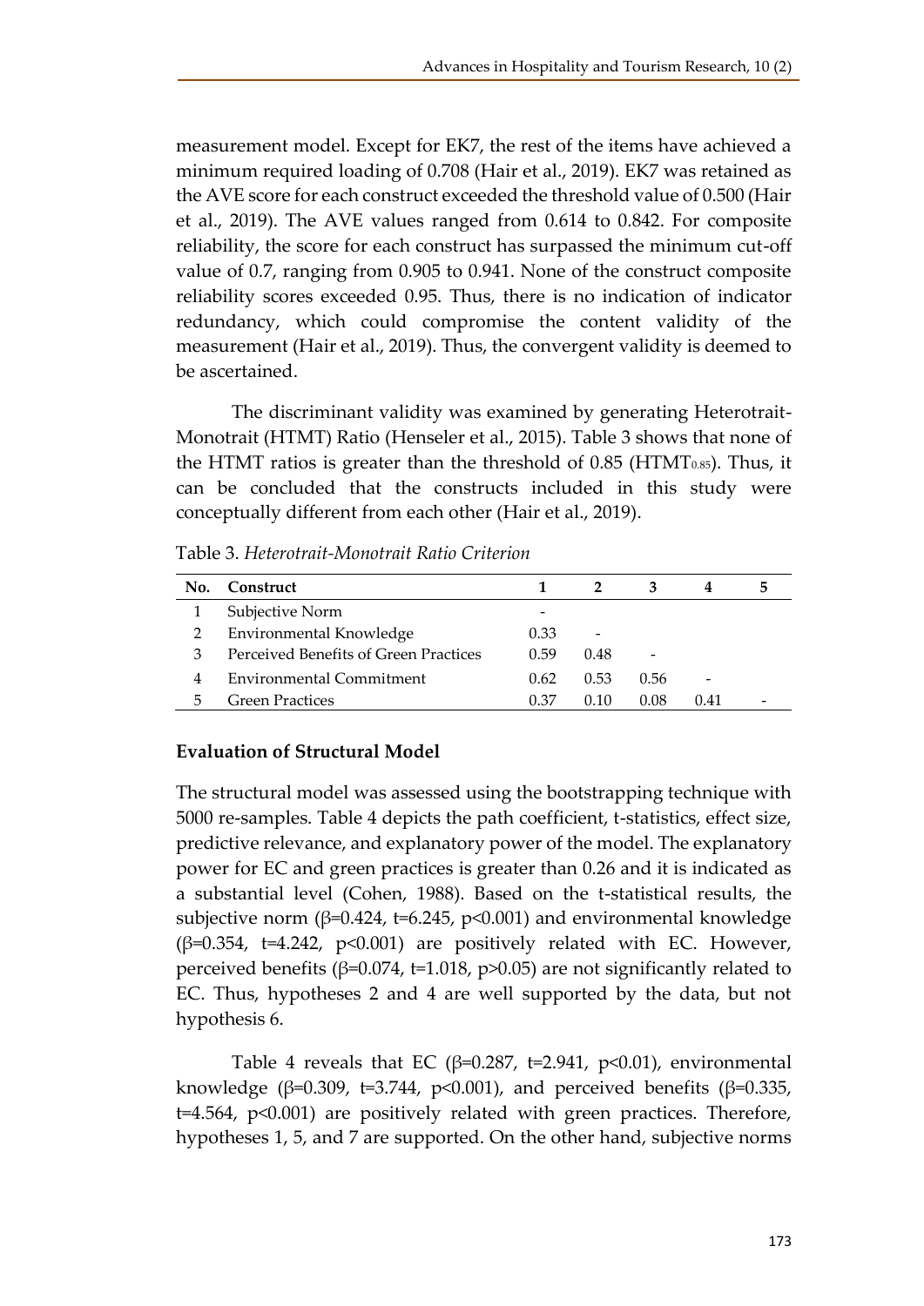measurement model. Except for EK7, the rest of the items have achieved a minimum required loading of 0.708 (Hair et al., 2019). EK7 was retained as the AVE score for each construct exceeded the threshold value of 0.500 (Hair et al., 2019). The AVE values ranged from 0.614 to 0.842. For composite reliability, the score for each construct has surpassed the minimum cut-off value of 0.7, ranging from 0.905 to 0.941. None of the construct composite reliability scores exceeded 0.95. Thus, there is no indication of indicator redundancy, which could compromise the content validity of the measurement (Hair et al., 2019). Thus, the convergent validity is deemed to be ascertained.

The discriminant validity was examined by generating Heterotrait-Monotrait (HTMT) Ratio (Henseler et al., 2015). Table 3 shows that none of the HTMT ratios is greater than the threshold of 0.85 ($HTMT_{0.85}$). Thus, it can be concluded that the constructs included in this study were conceptually different from each other (Hair et al., 2019).

Table 3. *Heterotrait-Monotrait Ratio Criterion*

| No. | Construct | 1 | 2 | 3 | 4 | 5 |
|---|---|---|---|---|---|---|
| 1 | Subjective Norm | - | | | | |
| 2 | Environmental Knowledge | 0.33 | - | | | |
| 3 | Perceived Benefits of Green Practices | 0.59 | 0.48 | - | | |
| 4 | Environmental Commitment | 0.62 | 0.53 | 0.56 | - | |
| 5 | Green Practices | 0.37 | 0.10 | 0.08 | 0.41 | - |

### Evaluation of Structural Model

The structural model was assessed using the bootstrapping technique with 5000 re-samples. Table 4 depicts the path coefficient, t-statistics, effect size, predictive relevance, and explanatory power of the model. The explanatory power for EC and green practices is greater than 0.26 and it is indicated as a substantial level (Cohen, 1988). Based on the t-statistical results, the subjective norm ($\beta$=0.424, t=6.245, $p<0.001$) and environmental knowledge ($\beta$=0.354, t=4.242, $p<0.001$) are positively related with EC. However, perceived benefits ($\beta$=0.074, t=1.018, $p>0.05$) are not significantly related to EC. Thus, hypotheses 2 and 4 are well supported by the data, but not hypothesis 6.

Table 4 reveals that EC ($\beta$=0.287, t=2.941, $p<0.01$), environmental knowledge ($\beta$=0.309, t=3.744, $p<0.001$), and perceived benefits ($\beta$=0.335, t=4.564, $p<0.001$) are positively related with green practices. Therefore, hypotheses 1, 5, and 7 are supported. On the other hand, subjective norms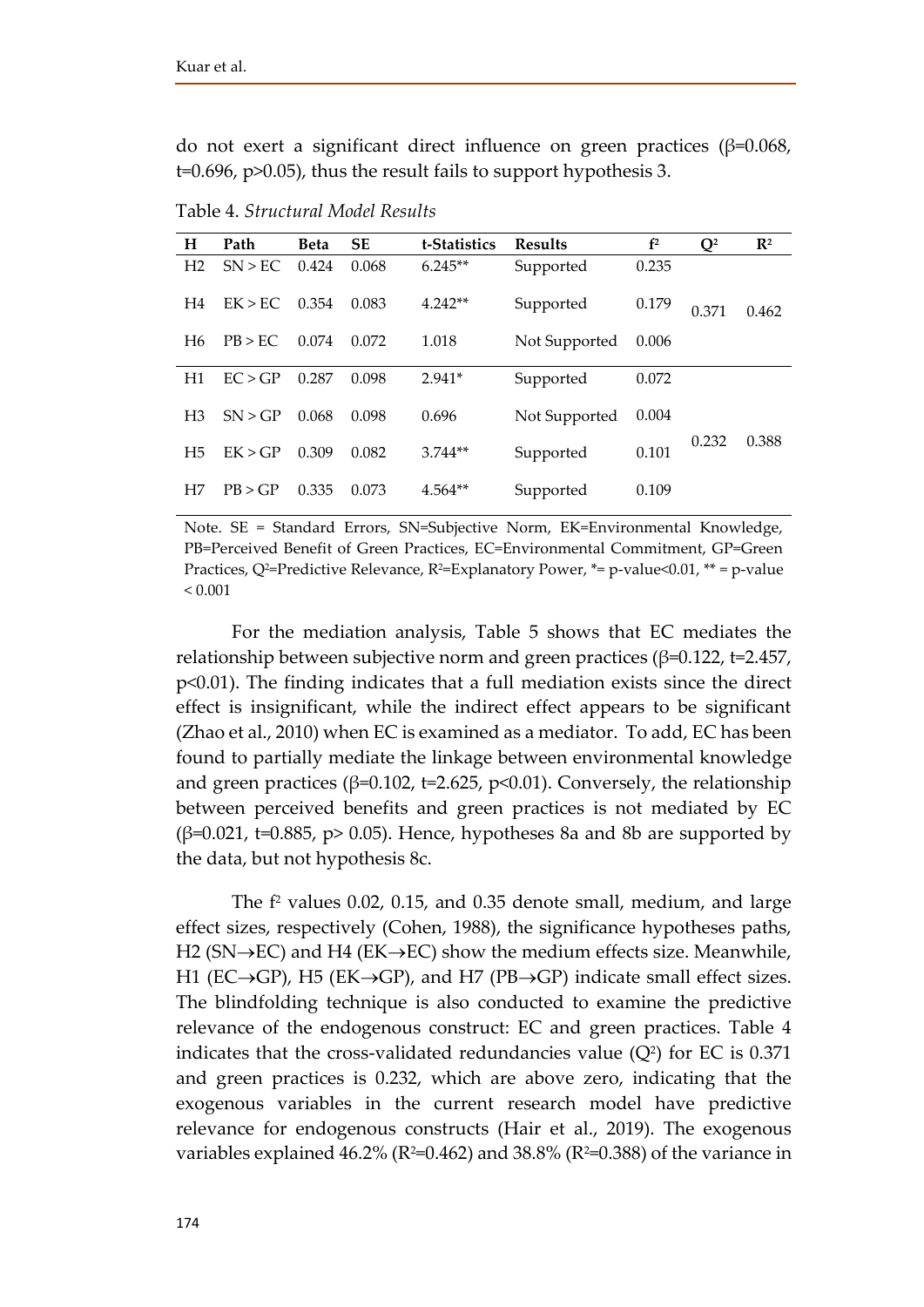do not exert a significant direct influence on green practices (β=0.068, t=0.696, p>0.05), thus the result fails to support hypothesis 3.

Table 4. *Structural Model Results*

| H | Path | Beta | SE | t-Statistics | Results | $f^2$ | $Q^2$ | $R^2$ |
|---|---|---|---|---|---|---|---|---|
| H2 | SN > EC | 0.424 | 0.068 | 6.245** | Supported | 0.235 | | |
| H4 | EK > EC | 0.354 | 0.083 | 4.242** | Supported | 0.179 | 0.371 | 0.462 |
| H6 | PB > EC | 0.074 | 0.072 | 1.018 | Not Supported | 0.006 | | |
| H1 | EC > GP | 0.287 | 0.098 | 2.941* | Supported | 0.072 | | |
| H3 | SN > GP | 0.068 | 0.098 | 0.696 | Not Supported | 0.004 | | |
| H5 | EK > GP | 0.309 | 0.082 | 3.744** | Supported | 0.101 | 0.232 | 0.388 |
| H7 | PB > GP | 0.335 | 0.073 | 4.564** | Supported | 0.109 | | |

Note. SE = Standard Errors, SN=Subjective Norm, EK=Environmental Knowledge, PB=Perceived Benefit of Green Practices, EC=Environmental Commitment, GP=Green Practices, $Q^2$=Predictive Relevance, $R^2$=Explanatory Power, *= p-value<0.01, ** = p-value < 0.001

For the mediation analysis, Table 5 shows that EC mediates the relationship between subjective norm and green practices (β=0.122, t=2.457, p<0.01). The finding indicates that a full mediation exists since the direct effect is insignificant, while the indirect effect appears to be significant (Zhao et al., 2010) when EC is examined as a mediator. To add, EC has been found to partially mediate the linkage between environmental knowledge and green practices (β=0.102, t=2.625, p<0.01). Conversely, the relationship between perceived benefits and green practices is not mediated by EC (β=0.021, t=0.885, p> 0.05). Hence, hypotheses 8a and 8b are supported by the data, but not hypothesis 8c.

The $f^2$ values 0.02, 0.15, and 0.35 denote small, medium, and large effect sizes, respectively (Cohen, 1988), the significance hypotheses paths, H2 (SN→EC) and H4 (EK→EC) show the medium effects size. Meanwhile, H1 (EC→GP), H5 (EK→GP), and H7 (PB→GP) indicate small effect sizes. The blindfolding technique is also conducted to examine the predictive relevance of the endogenous construct: EC and green practices. Table 4 indicates that the cross-validated redundancies value ($Q^2$) for EC is 0.371 and green practices is 0.232, which are above zero, indicating that the exogenous variables in the current research model have predictive relevance for endogenous constructs (Hair et al., 2019). The exogenous variables explained 46.2% ($R^2$=0.462) and 38.8% ($R^2$=0.388) of the variance in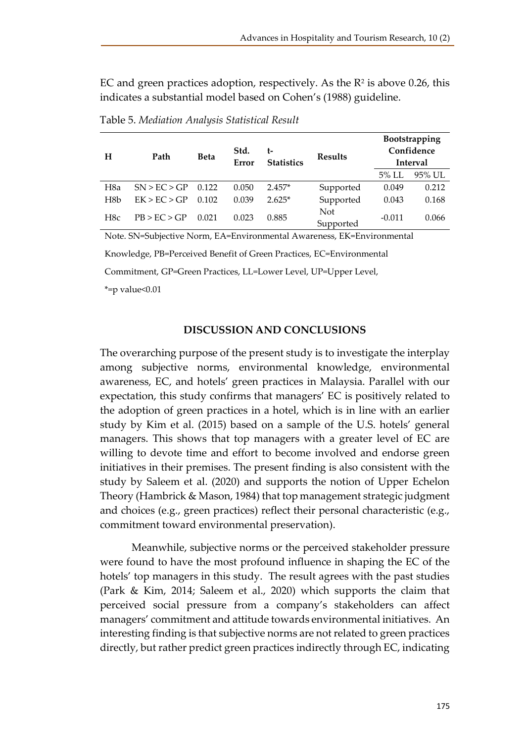EC and green practices adoption, respectively. As the $R^2$ is above 0.26, this indicates a substantial model based on Cohen's (1988) guideline.

Table 5. *Mediation Analysis Statistical Result*

| H | Path | Beta | Std. Error | t-Statistics | Results | Bootstrapping Confidence Interval | |
|---|---|---|---|---|---|---|---|
| | | | | | | 5% LL | 95% UL |
| H8a | SN > EC > GP | 0.122 | 0.050 | 2.457* | Supported | 0.049 | 0.212 |
| H8b | EK > EC > GP | 0.102 | 0.039 | 2.625* | Supported | 0.043 | 0.168 |
| H8c | PB > EC > GP | 0.021 | 0.023 | 0.885 | Not Supported | -0.011 | 0.066 |

Note. SN=Subjective Norm, EA=Environmental Awareness, EK=Environmental Knowledge, PB=Perceived Benefit of Green Practices, EC=Environmental Commitment, GP=Green Practices, LL=Lower Level, UP=Upper Level, *=p value<0.01

## DISCUSSION AND CONCLUSIONS

The overarching purpose of the present study is to investigate the interplay among subjective norms, environmental knowledge, environmental awareness, EC, and hotels' green practices in Malaysia. Parallel with our expectation, this study confirms that managers' EC is positively related to the adoption of green practices in a hotel, which is in line with an earlier study by Kim et al. (2015) based on a sample of the U.S. hotels' general managers. This shows that top managers with a greater level of EC are willing to devote time and effort to become involved and endorse green initiatives in their premises. The present finding is also consistent with the study by Saleem et al. (2020) and supports the notion of Upper Echelon Theory (Hambrick & Mason, 1984) that top management strategic judgment and choices (e.g., green practices) reflect their personal characteristic (e.g., commitment toward environmental preservation).

Meanwhile, subjective norms or the perceived stakeholder pressure were found to have the most profound influence in shaping the EC of the hotels' top managers in this study. The result agrees with the past studies (Park & Kim, 2014; Saleem et al., 2020) which supports the claim that perceived social pressure from a company's stakeholders can affect managers' commitment and attitude towards environmental initiatives. An interesting finding is that subjective norms are not related to green practices directly, but rather predict green practices indirectly through EC, indicating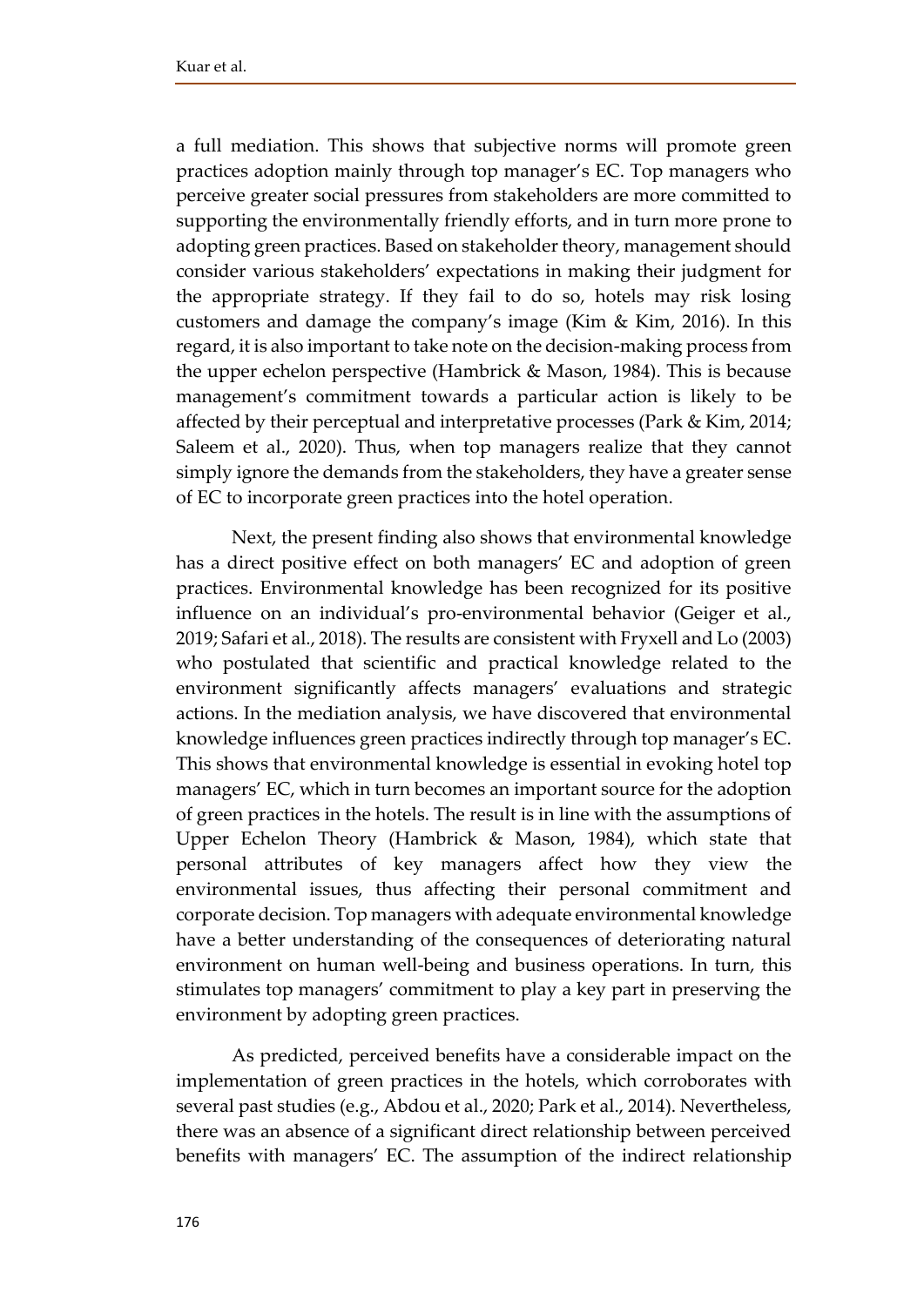a full mediation. This shows that subjective norms will promote green practices adoption mainly through top manager's EC. Top managers who perceive greater social pressures from stakeholders are more committed to supporting the environmentally friendly efforts, and in turn more prone to adopting green practices. Based on stakeholder theory, management should consider various stakeholders' expectations in making their judgment for the appropriate strategy. If they fail to do so, hotels may risk losing customers and damage the company's image (Kim & Kim, 2016). In this regard, it is also important to take note on the decision-making process from the upper echelon perspective (Hambrick & Mason, 1984). This is because management's commitment towards a particular action is likely to be affected by their perceptual and interpretative processes (Park & Kim, 2014; Saleem et al., 2020). Thus, when top managers realize that they cannot simply ignore the demands from the stakeholders, they have a greater sense of EC to incorporate green practices into the hotel operation.

Next, the present finding also shows that environmental knowledge has a direct positive effect on both managers' EC and adoption of green practices. Environmental knowledge has been recognized for its positive influence on an individual's pro-environmental behavior (Geiger et al., 2019; Safari et al., 2018). The results are consistent with Fryxell and Lo (2003) who postulated that scientific and practical knowledge related to the environment significantly affects managers' evaluations and strategic actions. In the mediation analysis, we have discovered that environmental knowledge influences green practices indirectly through top manager's EC. This shows that environmental knowledge is essential in evoking hotel top managers' EC, which in turn becomes an important source for the adoption of green practices in the hotels. The result is in line with the assumptions of Upper Echelon Theory (Hambrick & Mason, 1984), which state that personal attributes of key managers affect how they view the environmental issues, thus affecting their personal commitment and corporate decision. Top managers with adequate environmental knowledge have a better understanding of the consequences of deteriorating natural environment on human well-being and business operations. In turn, this stimulates top managers' commitment to play a key part in preserving the environment by adopting green practices.

As predicted, perceived benefits have a considerable impact on the implementation of green practices in the hotels, which corroborates with several past studies (e.g., Abdou et al., 2020; Park et al., 2014). Nevertheless, there was an absence of a significant direct relationship between perceived benefits with managers' EC. The assumption of the indirect relationship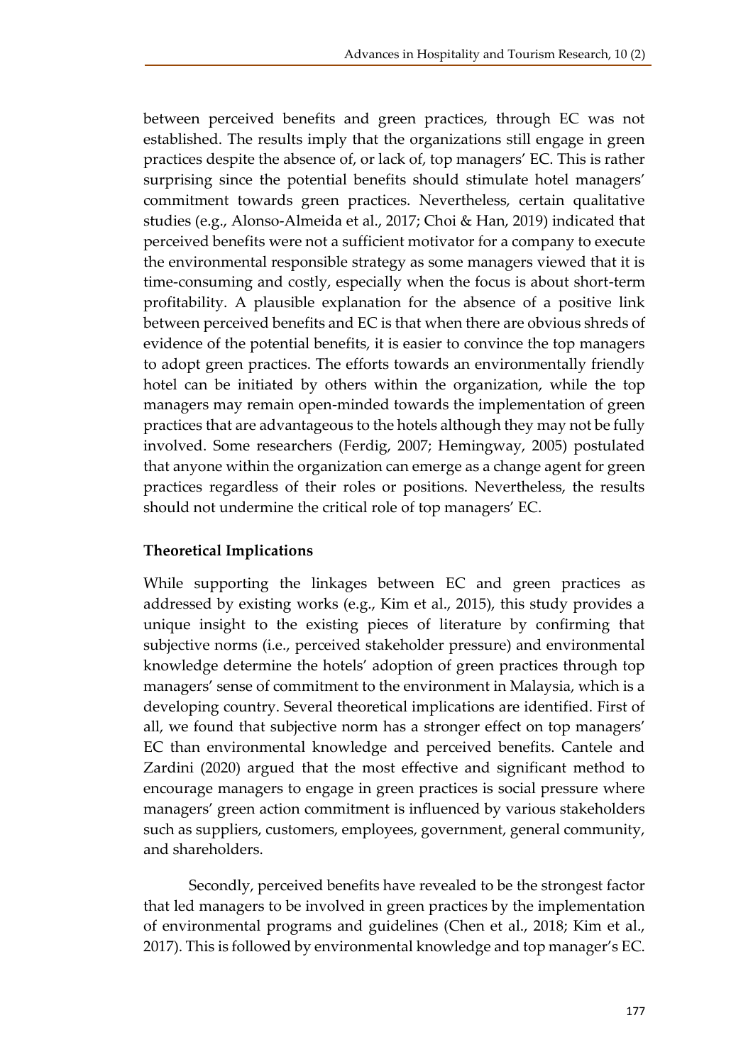between perceived benefits and green practices, through EC was not established. The results imply that the organizations still engage in green practices despite the absence of, or lack of, top managers' EC. This is rather surprising since the potential benefits should stimulate hotel managers' commitment towards green practices. Nevertheless, certain qualitative studies (e.g., Alonso-Almeida et al., 2017; Choi & Han, 2019) indicated that perceived benefits were not a sufficient motivator for a company to execute the environmental responsible strategy as some managers viewed that it is time-consuming and costly, especially when the focus is about short-term profitability. A plausible explanation for the absence of a positive link between perceived benefits and EC is that when there are obvious shreds of evidence of the potential benefits, it is easier to convince the top managers to adopt green practices. The efforts towards an environmentally friendly hotel can be initiated by others within the organization, while the top managers may remain open-minded towards the implementation of green practices that are advantageous to the hotels although they may not be fully involved. Some researchers (Ferdig, 2007; Hemingway, 2005) postulated that anyone within the organization can emerge as a change agent for green practices regardless of their roles or positions. Nevertheless, the results should not undermine the critical role of top managers' EC.

## Theoretical Implications

While supporting the linkages between EC and green practices as addressed by existing works (e.g., Kim et al., 2015), this study provides a unique insight to the existing pieces of literature by confirming that subjective norms (i.e., perceived stakeholder pressure) and environmental knowledge determine the hotels' adoption of green practices through top managers' sense of commitment to the environment in Malaysia, which is a developing country. Several theoretical implications are identified. First of all, we found that subjective norm has a stronger effect on top managers' EC than environmental knowledge and perceived benefits. Cantele and Zardini (2020) argued that the most effective and significant method to encourage managers to engage in green practices is social pressure where managers' green action commitment is influenced by various stakeholders such as suppliers, customers, employees, government, general community, and shareholders.

Secondly, perceived benefits have revealed to be the strongest factor that led managers to be involved in green practices by the implementation of environmental programs and guidelines (Chen et al., 2018; Kim et al., 2017). This is followed by environmental knowledge and top manager's EC.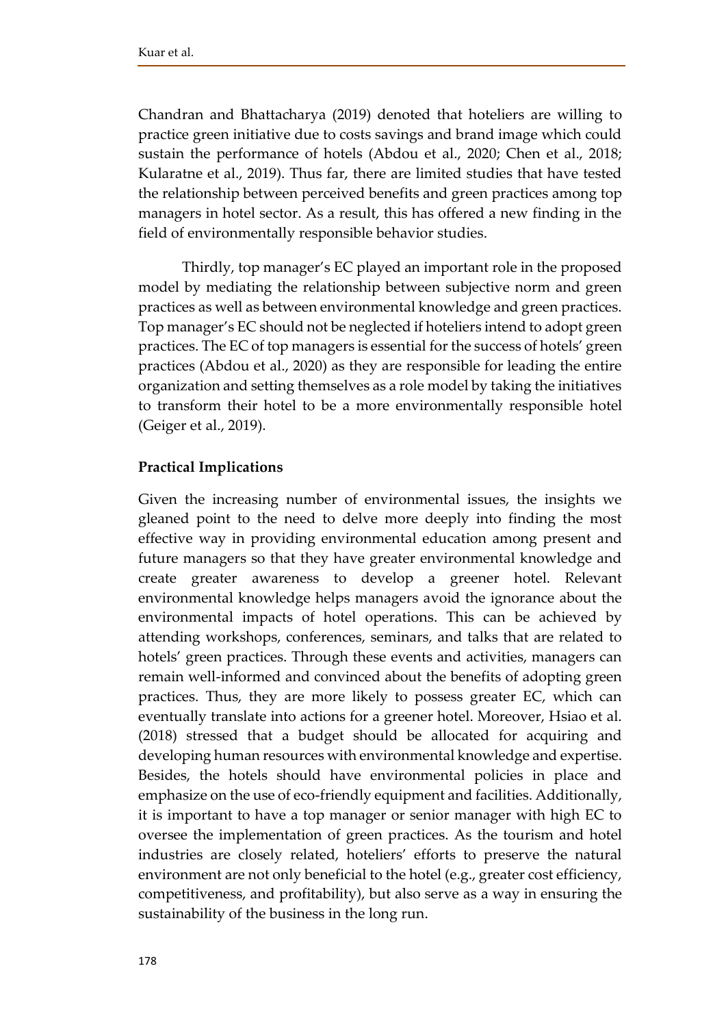Chandran and Bhattacharya (2019) denoted that hoteliers are willing to practice green initiative due to costs savings and brand image which could sustain the performance of hotels (Abdou et al., 2020; Chen et al., 2018; Kularatne et al., 2019). Thus far, there are limited studies that have tested the relationship between perceived benefits and green practices among top managers in hotel sector. As a result, this has offered a new finding in the field of environmentally responsible behavior studies.

Thirdly, top manager's EC played an important role in the proposed model by mediating the relationship between subjective norm and green practices as well as between environmental knowledge and green practices. Top manager's EC should not be neglected if hoteliers intend to adopt green practices. The EC of top managers is essential for the success of hotels' green practices (Abdou et al., 2020) as they are responsible for leading the entire organization and setting themselves as a role model by taking the initiatives to transform their hotel to be a more environmentally responsible hotel (Geiger et al., 2019).

**Practical Implications**

Given the increasing number of environmental issues, the insights we gleaned point to the need to delve more deeply into finding the most effective way in providing environmental education among present and future managers so that they have greater environmental knowledge and create greater awareness to develop a greener hotel. Relevant environmental knowledge helps managers avoid the ignorance about the environmental impacts of hotel operations. This can be achieved by attending workshops, conferences, seminars, and talks that are related to hotels' green practices. Through these events and activities, managers can remain well-informed and convinced about the benefits of adopting green practices. Thus, they are more likely to possess greater EC, which can eventually translate into actions for a greener hotel. Moreover, Hsiao et al. (2018) stressed that a budget should be allocated for acquiring and developing human resources with environmental knowledge and expertise. Besides, the hotels should have environmental policies in place and emphasize on the use of eco-friendly equipment and facilities. Additionally, it is important to have a top manager or senior manager with high EC to oversee the implementation of green practices. As the tourism and hotel industries are closely related, hoteliers' efforts to preserve the natural environment are not only beneficial to the hotel (e.g., greater cost efficiency, competitiveness, and profitability), but also serve as a way in ensuring the sustainability of the business in the long run.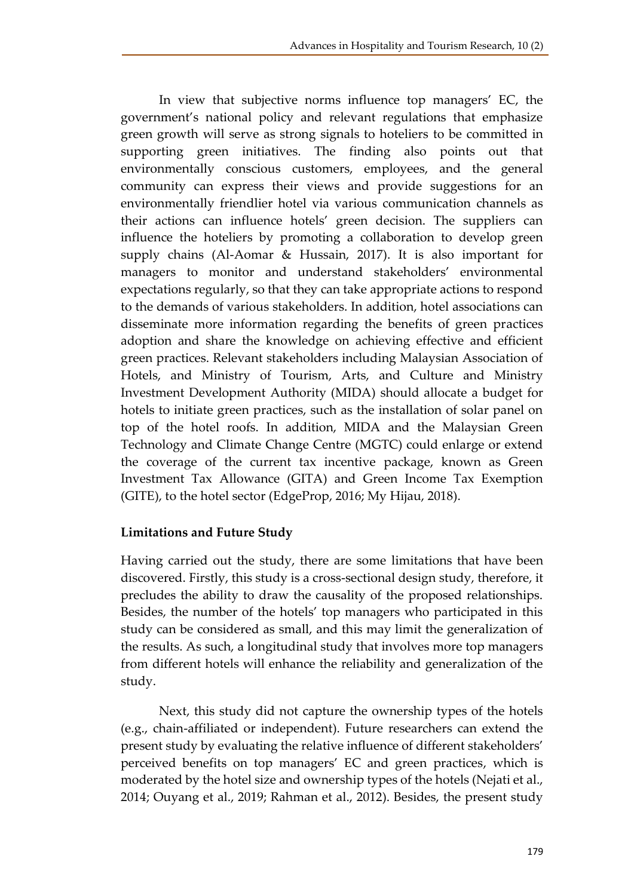In view that subjective norms influence top managers' EC, the government's national policy and relevant regulations that emphasize green growth will serve as strong signals to hoteliers to be committed in supporting green initiatives. The finding also points out that environmentally conscious customers, employees, and the general community can express their views and provide suggestions for an environmentally friendlier hotel via various communication channels as their actions can influence hotels' green decision. The suppliers can influence the hoteliers by promoting a collaboration to develop green supply chains (Al-Aomar & Hussain, 2017). It is also important for managers to monitor and understand stakeholders' environmental expectations regularly, so that they can take appropriate actions to respond to the demands of various stakeholders. In addition, hotel associations can disseminate more information regarding the benefits of green practices adoption and share the knowledge on achieving effective and efficient green practices. Relevant stakeholders including Malaysian Association of Hotels, and Ministry of Tourism, Arts, and Culture and Ministry Investment Development Authority (MIDA) should allocate a budget for hotels to initiate green practices, such as the installation of solar panel on top of the hotel roofs. In addition, MIDA and the Malaysian Green Technology and Climate Change Centre (MGTC) could enlarge or extend the coverage of the current tax incentive package, known as Green Investment Tax Allowance (GITA) and Green Income Tax Exemption (GITE), to the hotel sector (EdgeProp, 2016; My Hijau, 2018).

## Limitations and Future Study

Having carried out the study, there are some limitations that have been discovered. Firstly, this study is a cross-sectional design study, therefore, it precludes the ability to draw the causality of the proposed relationships. Besides, the number of the hotels' top managers who participated in this study can be considered as small, and this may limit the generalization of the results. As such, a longitudinal study that involves more top managers from different hotels will enhance the reliability and generalization of the study.

Next, this study did not capture the ownership types of the hotels (e.g., chain-affiliated or independent). Future researchers can extend the present study by evaluating the relative influence of different stakeholders' perceived benefits on top managers' EC and green practices, which is moderated by the hotel size and ownership types of the hotels (Nejati et al., 2014; Ouyang et al., 2019; Rahman et al., 2012). Besides, the present study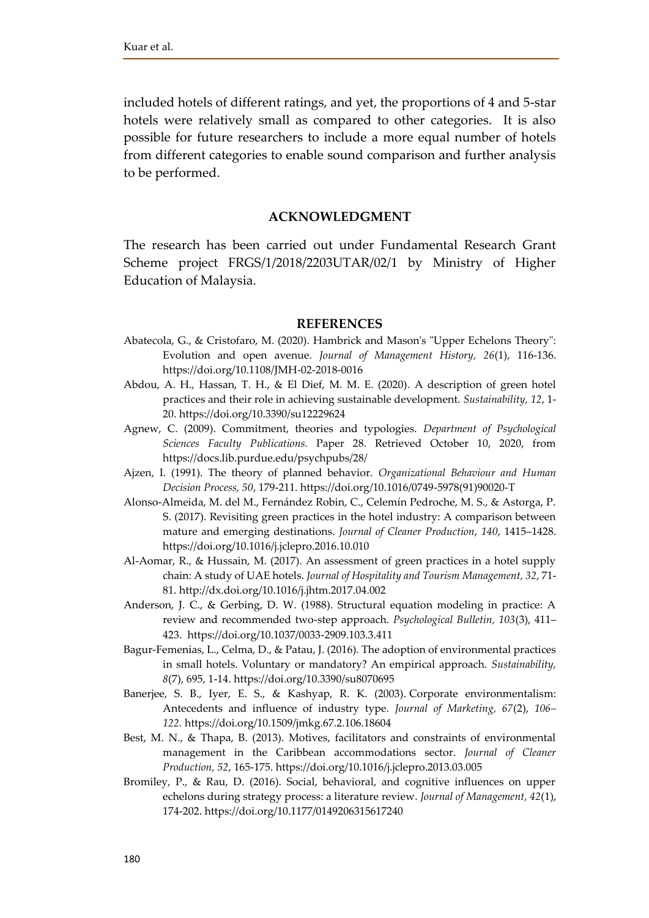included hotels of different ratings, and yet, the proportions of 4 and 5-star hotels were relatively small as compared to other categories. It is also possible for future researchers to include a more equal number of hotels from different categories to enable sound comparison and further analysis to be performed.

## ACKNOWLEDGMENT

The research has been carried out under Fundamental Research Grant Scheme project FRGS/1/2018/2203UTAR/02/1 by Ministry of Higher Education of Malaysia.

## REFERENCES

Abatecola, G., & Cristofaro, M. (2020). Hambrick and Mason's "Upper Echelons Theory": Evolution and open avenue. *Journal of Management History, 26*(1), 116-136. https://doi.org/10.1108/JMH-02-2018-0016

Abdou, A. H., Hassan, T. H., & El Dief, M. M. E. (2020). A description of green hotel practices and their role in achieving sustainable development. *Sustainability, 12*, 1-20. https://doi.org/10.3390/su12229624

Agnew, C. (2009). Commitment, theories and typologies. *Department of Psychological Sciences Faculty Publications.* Paper 28. Retrieved October 10, 2020, from https://docs.lib.purdue.edu/psychpubs/28/

Ajzen, I. (1991). The theory of planned behavior. *Organizational Behaviour and Human Decision Process, 50*, 179-211. https://doi.org/10.1016/0749-5978(91)90020-T

Alonso-Almeida, M. del M., Fernández Robin, C., Celemín Pedroche, M. S., & Astorga, P. S. (2017). Revisiting green practices in the hotel industry: A comparison between mature and emerging destinations. *Journal of Cleaner Production*, *140*, 1415–1428. https://doi.org/10.1016/j.jclepro.2016.10.010

Al-Aomar, R., & Hussain, M. (2017). An assessment of green practices in a hotel supply chain: A study of UAE hotels. *Journal of Hospitality and Tourism Management, 32*, 71-81. http://dx.doi.org/10.1016/j.jhtm.2017.04.002

Anderson, J. C., & Gerbing, D. W. (1988). Structural equation modeling in practice: A review and recommended two-step approach. *Psychological Bulletin, 103*(3), 411–423. https://doi.org/10.1037/0033-2909.103.3.411

Bagur-Femenias, L., Celma, D., & Patau, J. (2016). The adoption of environmental practices in small hotels. Voluntary or mandatory? An empirical approach. *Sustainability, 8*(7), 695, 1-14. https://doi.org/10.3390/su8070695

Banerjee, S. B., Iyer, E. S., & Kashyap, R. K. (2003). Corporate environmentalism: Antecedents and influence of industry type. *Journal of Marketing, 67*(2), *106–122.* https://doi.org/10.1509/jmkg.67.2.106.18604

Best, M. N., & Thapa, B. (2013). Motives, facilitators and constraints of environmental management in the Caribbean accommodations sector. *Journal of Cleaner Production, 52*, 165-175. https://doi.org/10.1016/j.jclepro.2013.03.005

Bromiley, P., & Rau, D. (2016). Social, behavioral, and cognitive influences on upper echelons during strategy process: a literature review. *Journal of Management, 42*(1), 174-202. https://doi.org/10.1177/0149206315617240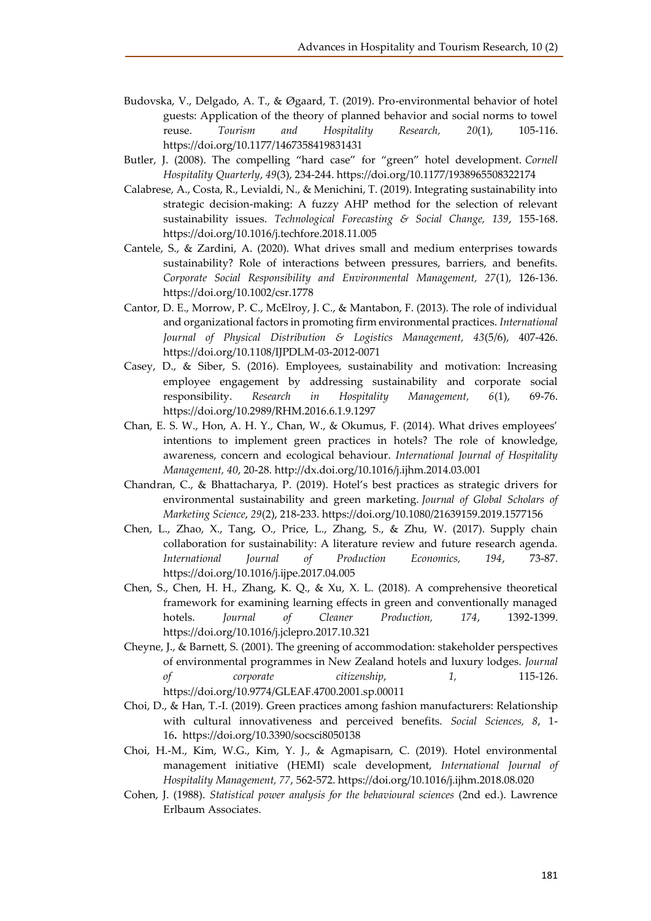Budovska, V., Delgado, A. T., & Øgaard, T. (2019). Pro-environmental behavior of hotel guests: Application of the theory of planned behavior and social norms to towel reuse. *Tourism and Hospitality Research, 20*(1), 105-116. https://doi.org/10.1177/1467358419831431

Butler, J. (2008). The compelling "hard case" for "green" hotel development. *Cornell Hospitality Quarterly*, *49*(3), 234-244. https://doi.org/10.1177/1938965508322174

Calabrese, A., Costa, R., Levialdi, N., & Menichini, T. (2019). Integrating sustainability into strategic decision-making: A fuzzy AHP method for the selection of relevant sustainability issues. *Technological Forecasting & Social Change, 139*, 155-168. https://doi.org/10.1016/j.techfore.2018.11.005

Cantele, S., & Zardini, A. (2020). What drives small and medium enterprises towards sustainability? Role of interactions between pressures, barriers, and benefits. *Corporate Social Responsibility and Environmental Management, 27*(1), 126-136. https://doi.org/10.1002/csr.1778

Cantor, D. E., Morrow, P. C., McElroy, J. C., & Mantabon, F. (2013). The role of individual and organizational factors in promoting firm environmental practices. *International Journal of Physical Distribution & Logistics Management, 43*(5/6), 407-426. https://doi.org/10.1108/IJPDLM-03-2012-0071

Casey, D., & Siber, S. (2016). Employees, sustainability and motivation: Increasing employee engagement by addressing sustainability and corporate social responsibility. *Research in Hospitality Management, 6*(1), 69-76. https://doi.org/10.2989/RHM.2016.6.1.9.1297

Chan, E. S. W., Hon, A. H. Y., Chan, W., & Okumus, F. (2014). What drives employees' intentions to implement green practices in hotels? The role of knowledge, awareness, concern and ecological behaviour. *International Journal of Hospitality Management, 40*, 20-28. http://dx.doi.org/10.1016/j.ijhm.2014.03.001

Chandran, C., & Bhattacharya, P. (2019). Hotel's best practices as strategic drivers for environmental sustainability and green marketing. *Journal of Global Scholars of Marketing Science*, *29*(2), 218-233. https://doi.org/10.1080/21639159.2019.1577156

Chen, L., Zhao, X., Tang, O., Price, L., Zhang, S., & Zhu, W. (2017). Supply chain collaboration for sustainability: A literature review and future research agenda. *International Journal of Production Economics, 194*, 73-87. https://doi.org/10.1016/j.ijpe.2017.04.005

Chen, S., Chen, H. H., Zhang, K. Q., & Xu, X. L. (2018). A comprehensive theoretical framework for examining learning effects in green and conventionally managed hotels. *Journal of Cleaner Production, 174*, 1392-1399. https://doi.org/10.1016/j.jclepro.2017.10.321

Cheyne, J., & Barnett, S. (2001). The greening of accommodation: stakeholder perspectives of environmental programmes in New Zealand hotels and luxury lodges. *Journal of corporate citizenship*, *1,* 115-126. https://doi.org/10.9774/GLEAF.4700.2001.sp.00011

Choi, D., & Han, T.-I. (2019). Green practices among fashion manufacturers: Relationship with cultural innovativeness and perceived benefits. *Social Sciences, 8*, 1-16**.** https://doi.org/10.3390/socsci8050138

Choi, H.-M., Kim, W.G., Kim, Y. J., & Agmapisarn, C. (2019). Hotel environmental management initiative (HEMI) scale development, *International Journal of Hospitality Management, 77*, 562-572. https://doi.org/10.1016/j.ijhm.2018.08.020

Cohen, J. (1988). *Statistical power analysis for the behavioural sciences* (2nd ed.). Lawrence Erlbaum Associates.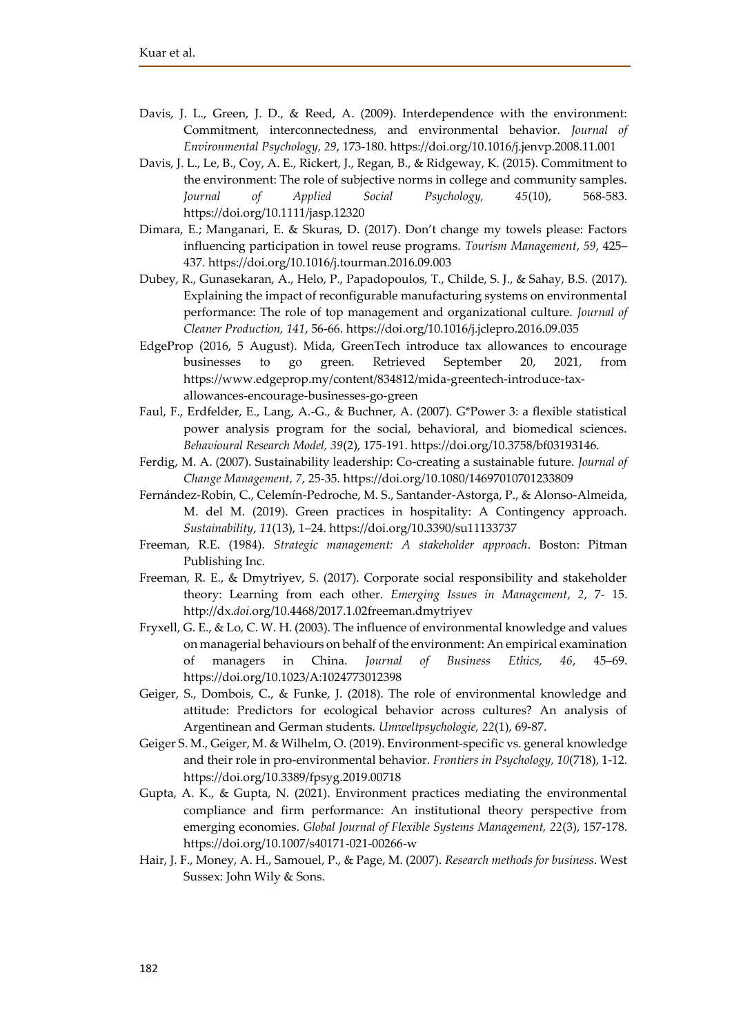Davis, J. L., Green, J. D., & Reed, A. (2009). Interdependence with the environment: Commitment, interconnectedness, and environmental behavior. *Journal of Environmental Psychology, 29*, 173-180. https://doi.org/10.1016/j.jenvp.2008.11.001

Davis, J. L., Le, B., Coy, A. E., Rickert, J., Regan, B., & Ridgeway, K. (2015). Commitment to the environment: The role of subjective norms in college and community samples. *Journal of Applied Social Psychology, 45*(10), 568-583. https://doi.org/10.1111/jasp.12320

Dimara, E.; Manganari, E. & Skuras, D. (2017). Don't change my towels please: Factors influencing participation in towel reuse programs. *Tourism Management*, *59*, 425–437. https://doi.org/10.1016/j.tourman.2016.09.003

Dubey, R., Gunasekaran, A., Helo, P., Papadopoulos, T., Childe, S. J., & Sahay, B.S. (2017). Explaining the impact of reconfigurable manufacturing systems on environmental performance: The role of top management and organizational culture. *Journal of Cleaner Production, 141*, 56-66. https://doi.org/10.1016/j.jclepro.2016.09.035

EdgeProp (2016, 5 August). Mida, GreenTech introduce tax allowances to encourage businesses to go green. Retrieved September 20, 2021, from https://www.edgeprop.my/content/834812/mida-greentech-introduce-tax-allowances-encourage-businesses-go-green

Faul, F., Erdfelder, E., Lang, A.-G., & Buchner, A. (2007). G*Power 3: a flexible statistical power analysis program for the social, behavioral, and biomedical sciences. *Behavioural Research Model, 39*(2), 175-191. https://doi.org/10.3758/bf03193146.

Ferdig, M. A. (2007). Sustainability leadership: Co-creating a sustainable future. *Journal of Change Management, 7*, 25-35. https://doi.org/10.1080/14697010701233809

Fernández-Robin, C., Celemín-Pedroche, M. S., Santander-Astorga, P., & Alonso-Almeida, M. del M. (2019). Green practices in hospitality: A Contingency approach. *Sustainability*, *11*(13), 1–24. https://doi.org/10.3390/su11133737

Freeman, R.E. (1984). *Strategic management: A stakeholder approach*. Boston: Pitman Publishing Inc.

Freeman, R. E., & Dmytriyev, S. (2017). Corporate social responsibility and stakeholder theory: Learning from each other. *Emerging Issues in Management*, *2*, 7- 15. http://dx.*doi*.org/10.4468/2017.1.02freeman.dmytriyev

Fryxell, G. E., & Lo, C. W. H. (2003). The influence of environmental knowledge and values on managerial behaviours on behalf of the environment: An empirical examination of managers in China. *Journal of Business Ethics, 46*, 45–69. https://doi.org/10.1023/A:1024773012398

Geiger, S., Dombois, C., & Funke, J. (2018). The role of environmental knowledge and attitude: Predictors for ecological behavior across cultures? An analysis of Argentinean and German students. *Umweltpsychologie, 22*(1), 69-87.

Geiger S. M., Geiger, M. & Wilhelm, O. (2019). Environment-specific vs. general knowledge and their role in pro-environmental behavior. *Frontiers in Psychology, 10*(718), 1-12. https://doi.org/10.3389/fpsyg.2019.00718

Gupta, A. K., & Gupta, N. (2021). Environment practices mediating the environmental compliance and firm performance: An institutional theory perspective from emerging economies. *Global Journal of Flexible Systems Management, 22*(3), 157-178. https://doi.org/10.1007/s40171-021-00266-w

Hair, J. F., Money, A. H., Samouel, P., & Page, M. (2007). *Research methods for business*. West Sussex: John Wily & Sons.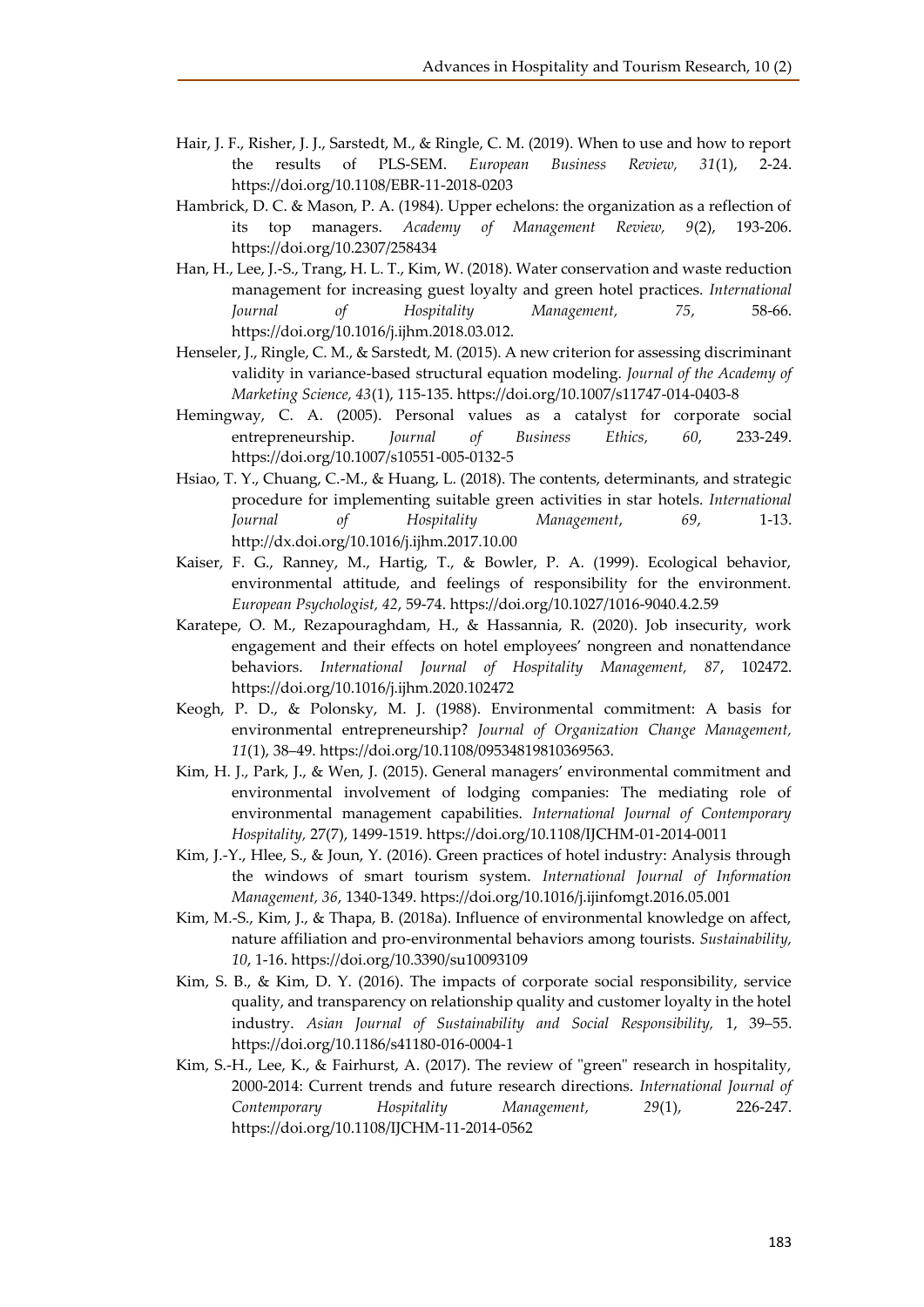Hair, J. F., Risher, J. J., Sarstedt, M., & Ringle, C. M. (2019). When to use and how to report the results of PLS-SEM. *European Business Review, 31*(1), 2-24. https://doi.org/10.1108/EBR-11-2018-0203

Hambrick, D. C. & Mason, P. A. (1984). Upper echelons: the organization as a reflection of its top managers. *Academy of Management Review, 9*(2), 193-206. https://doi.org/10.2307/258434

Han, H., Lee, J.-S., Trang, H. L. T., Kim, W. (2018). Water conservation and waste reduction management for increasing guest loyalty and green hotel practices. *International Journal of Hospitality Management, 75*, 58-66. https://doi.org/10.1016/j.ijhm.2018.03.012.

Henseler, J., Ringle, C. M., & Sarstedt, M. (2015). A new criterion for assessing discriminant validity in variance-based structural equation modeling. *Journal of the Academy of Marketing Science, 43*(1), 115-135. https://doi.org/10.1007/s11747-014-0403-8

Hemingway, C. A. (2005). Personal values as a catalyst for corporate social entrepreneurship. *Journal of Business Ethics, 60*, 233-249. https://doi.org/10.1007/s10551-005-0132-5

Hsiao, T. Y., Chuang, C.-M., & Huang, L. (2018). The contents, determinants, and strategic procedure for implementing suitable green activities in star hotels. *International Journal of Hospitality Management*, *69*, 1-13. http://dx.doi.org/10.1016/j.ijhm.2017.10.00

Kaiser, F. G., Ranney, M., Hartig, T., & Bowler, P. A. (1999). Ecological behavior, environmental attitude, and feelings of responsibility for the environment. *European Psychologist, 42*, 59-74. https://doi.org/10.1027/1016-9040.4.2.59

Karatepe, O. M., Rezapouraghdam, H., & Hassannia, R. (2020). Job insecurity, work engagement and their effects on hotel employees' nongreen and nonattendance behaviors. *International Journal of Hospitality Management, 87*, 102472. https://doi.org/10.1016/j.ijhm.2020.102472

Keogh, P. D., & Polonsky, M. J. (1988). Environmental commitment: A basis for environmental entrepreneurship? *Journal of Organization Change Management, 11*(1), 38–49. https://doi.org/10.1108/09534819810369563.

Kim, H. J., Park, J., & Wen, J. (2015). General managers' environmental commitment and environmental involvement of lodging companies: The mediating role of environmental management capabilities. *International Journal of Contemporary Hospitality,* 27(7), 1499-1519. https://doi.org/10.1108/IJCHM-01-2014-0011

Kim, J.-Y., Hlee, S., & Joun, Y. (2016). Green practices of hotel industry: Analysis through the windows of smart tourism system. *International Journal of Information Management, 36*, 1340-1349. https://doi.org/10.1016/j.ijinfomgt.2016.05.001

Kim, M.-S., Kim, J., & Thapa, B. (2018a). Influence of environmental knowledge on affect, nature affiliation and pro-environmental behaviors among tourists. *Sustainability, 10*, 1-16. https://doi.org/10.3390/su10093109

Kim, S. B., & Kim, D. Y. (2016). The impacts of corporate social responsibility, service quality, and transparency on relationship quality and customer loyalty in the hotel industry. *Asian Journal of Sustainability and Social Responsibility,* 1, 39–55. https://doi.org/10.1186/s41180-016-0004-1

Kim, S.-H., Lee, K., & Fairhurst, A. (2017). The review of "green" research in hospitality, 2000-2014: Current trends and future research directions. *International Journal of Contemporary Hospitality Management, 29*(1), 226-247. https://doi.org/10.1108/IJCHM-11-2014-0562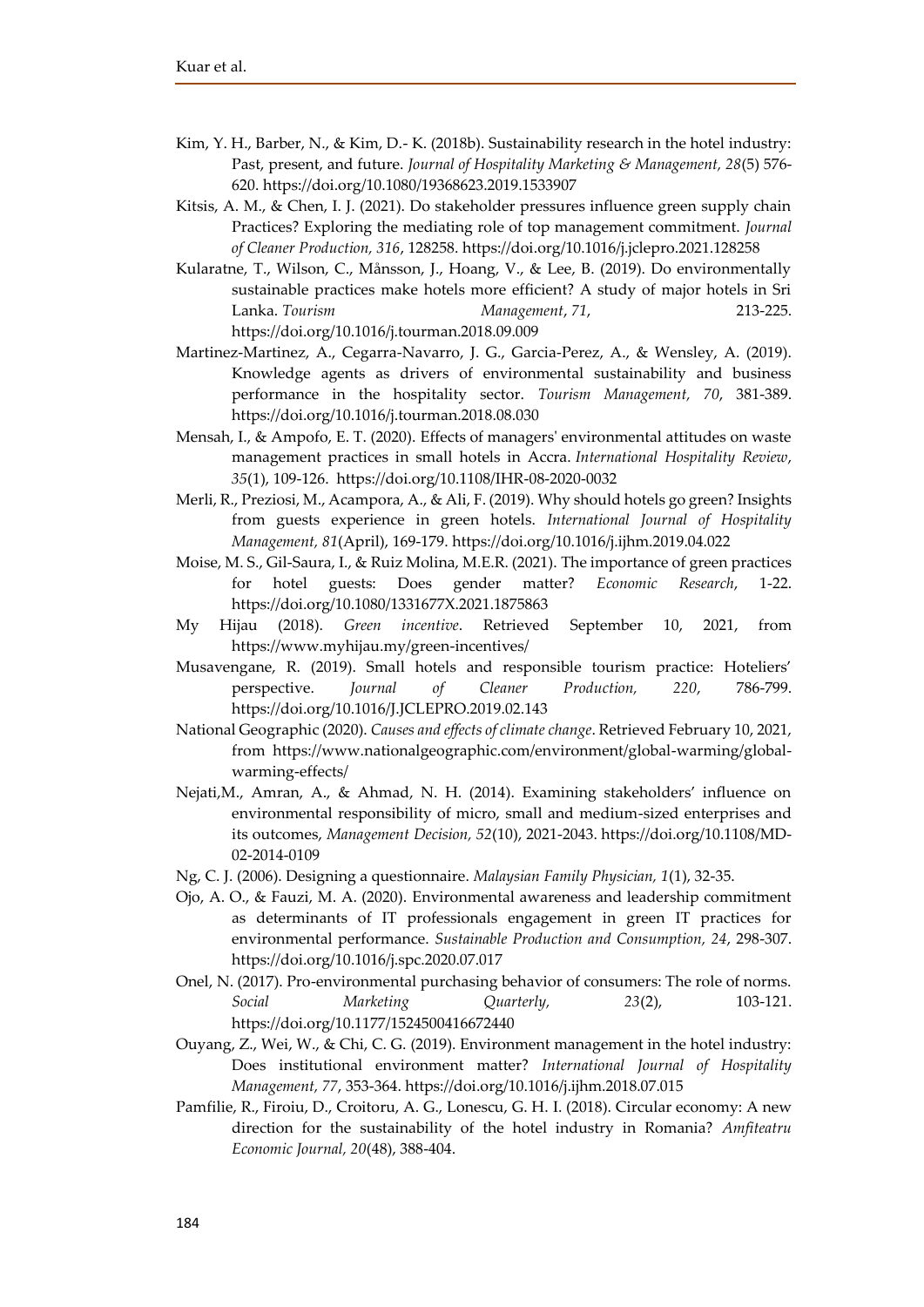Kim, Y. H., Barber, N., & Kim, D.- K. (2018b). Sustainability research in the hotel industry: Past, present, and future. *Journal of Hospitality Marketing & Management, 28*(5) 576-620. https://doi.org/10.1080/19368623.2019.1533907

Kitsis, A. M., & Chen, I. J. (2021). Do stakeholder pressures influence green supply chain Practices? Exploring the mediating role of top management commitment. *Journal of Cleaner Production, 316*, 128258. https://doi.org/10.1016/j.jclepro.2021.128258

Kularatne, T., Wilson, C., Månsson, J., Hoang, V., & Lee, B. (2019). Do environmentally sustainable practices make hotels more efficient? A study of major hotels in Sri Lanka. *Tourism Management*, *71*, 213-225. https://doi.org/10.1016/j.tourman.2018.09.009

Martinez-Martinez, A., Cegarra-Navarro, J. G., Garcia-Perez, A., & Wensley, A. (2019). Knowledge agents as drivers of environmental sustainability and business performance in the hospitality sector. *Tourism Management, 70*, 381-389. https://doi.org/10.1016/j.tourman.2018.08.030

Mensah, I., & Ampofo, E. T. (2020). Effects of managers' environmental attitudes on waste management practices in small hotels in Accra. *International Hospitality Review*, *35*(1), 109-126. https://doi.org/10.1108/IHR-08-2020-0032

Merli, R., Preziosi, M., Acampora, A., & Ali, F. (2019). Why should hotels go green? Insights from guests experience in green hotels. *International Journal of Hospitality Management, 81*(April), 169-179. https://doi.org/10.1016/j.ijhm.2019.04.022

Moise, M. S., Gil-Saura, I., & Ruiz Molina, M.E.R. (2021). The importance of green practices for hotel guests: Does gender matter? *Economic Research*, 1-22. https://doi.org/10.1080/1331677X.2021.1875863

My Hijau (2018). *Green incentive*. Retrieved September 10, 2021, from https://www.myhijau.my/green-incentives/

Musavengane, R. (2019). Small hotels and responsible tourism practice: Hoteliers' perspective. *Journal of Cleaner Production, 220*, 786-799. https://doi.org/10.1016/J.JCLEPRO.2019.02.143

National Geographic (2020). *Causes and effects of climate change*. Retrieved February 10, 2021, from https://www.nationalgeographic.com/environment/global-warming/global-warming-effects/

Nejati,M., Amran, A., & Ahmad, N. H. (2014). Examining stakeholders' influence on environmental responsibility of micro, small and medium-sized enterprises and its outcomes, *Management Decision, 52*(10), 2021-2043. https://doi.org/10.1108/MD-02-2014-0109

Ng, C. J. (2006). Designing a questionnaire. *Malaysian Family Physician, 1*(1), 32-35.

Ojo, A. O., & Fauzi, M. A. (2020). Environmental awareness and leadership commitment as determinants of IT professionals engagement in green IT practices for environmental performance. *Sustainable Production and Consumption, 24*, 298-307. https://doi.org/10.1016/j.spc.2020.07.017

Onel, N. (2017). Pro-environmental purchasing behavior of consumers: The role of norms. *Social Marketing Quarterly, 23*(2), 103-121. https://doi.org/10.1177/1524500416672440

Ouyang, Z., Wei, W., & Chi, C. G. (2019). Environment management in the hotel industry: Does institutional environment matter? *International Journal of Hospitality Management, 77*, 353-364. https://doi.org/10.1016/j.ijhm.2018.07.015

Pamfilie, R., Firoiu, D., Croitoru, A. G., Lonescu, G. H. I. (2018). Circular economy: A new direction for the sustainability of the hotel industry in Romania? *Amfiteatru Economic Journal, 20*(48), 388-404.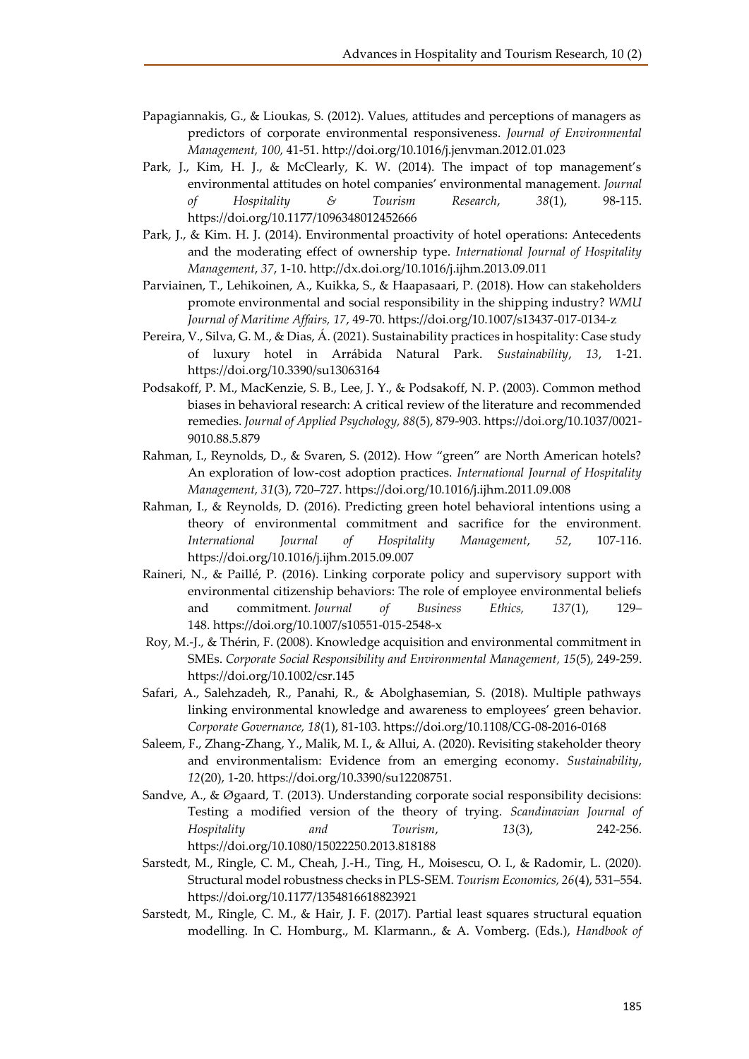Papagiannakis, G., & Lioukas, S. (2012). Values, attitudes and perceptions of managers as predictors of corporate environmental responsiveness. *Journal of Environmental Management, 100,* 41-51. http://doi.org/10.1016/j.jenvman.2012.01.023

Park, J., Kim, H. J., & McClearly, K. W. (2014). The impact of top management's environmental attitudes on hotel companies' environmental management. *Journal of Hospitality & Tourism Research*, *38*(1), 98-115. https://doi.org/10.1177/1096348012452666

Park, J., & Kim. H. J. (2014). Environmental proactivity of hotel operations: Antecedents and the moderating effect of ownership type. *International Journal of Hospitality Management*, *37*, 1-10. http://dx.doi.org/10.1016/j.ijhm.2013.09.011

Parviainen, T., Lehikoinen, A., Kuikka, S., & Haapasaari, P. (2018). How can stakeholders promote environmental and social responsibility in the shipping industry? *WMU Journal of Maritime Affairs, 17*, 49-70. https://doi.org/10.1007/s13437-017-0134-z

Pereira, V., Silva, G. M., & Dias, Á. (2021). Sustainability practices in hospitality: Case study of luxury hotel in Arrábida Natural Park. *Sustainability*, *13*, 1-21. https://doi.org/10.3390/su13063164

Podsakoff, P. M., MacKenzie, S. B., Lee, J. Y., & Podsakoff, N. P. (2003). Common method biases in behavioral research: A critical review of the literature and recommended remedies. *Journal of Applied Psychology, 88*(5), 879-903. https://doi.org/10.1037/0021-9010.88.5.879

Rahman, I., Reynolds, D., & Svaren, S. (2012). How "green" are North American hotels? An exploration of low-cost adoption practices. *International Journal of Hospitality Management, 31*(3), 720–727. https://doi.org/10.1016/j.ijhm.2011.09.008

Rahman, I., & Reynolds, D. (2016). Predicting green hotel behavioral intentions using a theory of environmental commitment and sacrifice for the environment. *International Journal of Hospitality Management*, *52*, 107-116. https://doi.org/10.1016/j.ijhm.2015.09.007

Raineri, N., & Paillé, P. (2016). Linking corporate policy and supervisory support with environmental citizenship behaviors: The role of employee environmental beliefs and commitment. *Journal of Business Ethics, 137*(1), 129–148. https://doi.org/10.1007/s10551-015-2548-x

Roy, M.-J., & Thérin, F. (2008). Knowledge acquisition and environmental commitment in SMEs. *Corporate Social Responsibility and Environmental Management, 15*(5), 249-259. https://doi.org/10.1002/csr.145

Safari, A., Salehzadeh, R., Panahi, R., & Abolghasemian, S. (2018). Multiple pathways linking environmental knowledge and awareness to employees' green behavior. *Corporate Governance, 18*(1), 81-103. https://doi.org/10.1108/CG-08-2016-0168

Saleem, F., Zhang-Zhang, Y., Malik, M. I., & Allui, A. (2020). Revisiting stakeholder theory and environmentalism: Evidence from an emerging economy. *Sustainability*, *12*(20), 1-20. https://doi.org/10.3390/su12208751.

Sandve, A., & Øgaard, T. (2013). Understanding corporate social responsibility decisions: Testing a modified version of the theory of trying. *Scandinavian Journal of Hospitality and Tourism*, *13*(3), 242-256. https://doi.org/10.1080/15022250.2013.818188

Sarstedt, M., Ringle, C. M., Cheah, J.-H., Ting, H., Moisescu, O. I., & Radomir, L. (2020). Structural model robustness checks in PLS-SEM. *Tourism Economics, 26*(4), 531–554. https://doi.org/10.1177/1354816618823921

Sarstedt, M., Ringle, C. M., & Hair, J. F. (2017). Partial least squares structural equation modelling. In C. Homburg., M. Klarmann., & A. Vomberg. (Eds.), *Handbook of*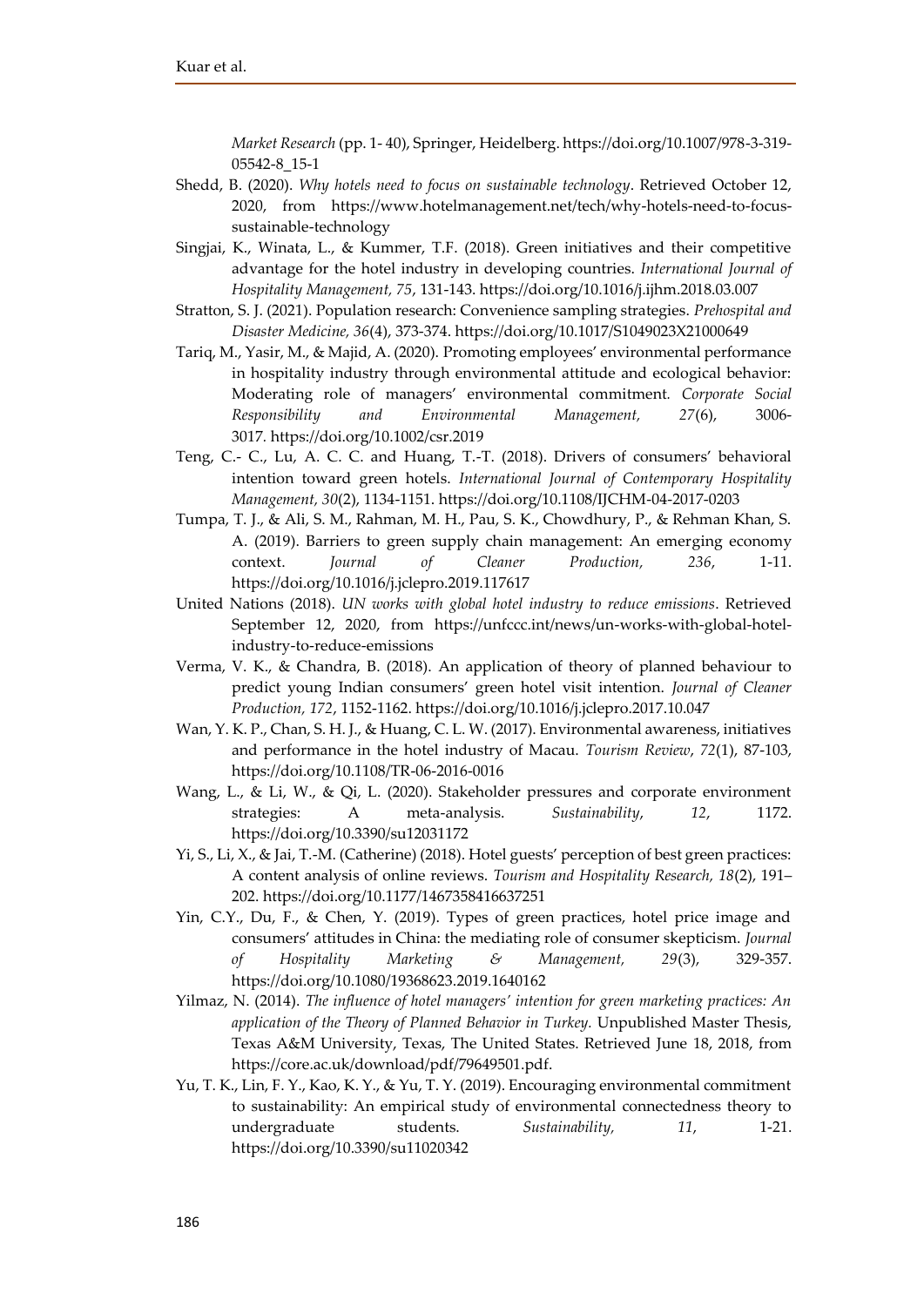*Market Research* (pp. 1- 40), Springer, Heidelberg. https://doi.org/10.1007/978-3-319-05542-8_15-1

Shedd, B. (2020). *Why hotels need to focus on sustainable technology*. Retrieved October 12, 2020, from https://www.hotelmanagement.net/tech/why-hotels-need-to-focus-sustainable-technology

Singjai, K., Winata, L., & Kummer, T.F. (2018). Green initiatives and their competitive advantage for the hotel industry in developing countries. *International Journal of Hospitality Management, 75*, 131-143. https://doi.org/10.1016/j.ijhm.2018.03.007

Stratton, S. J. (2021). Population research: Convenience sampling strategies. *Prehospital and Disaster Medicine, 36*(4), 373-374. https://doi.org/10.1017/S1049023X21000649

Tariq, M., Yasir, M., & Majid, A. (2020). Promoting employees' environmental performance in hospitality industry through environmental attitude and ecological behavior: Moderating role of managers' environmental commitment. *Corporate Social Responsibility and Environmental Management, 27*(6), 3006-3017. https://doi.org/10.1002/csr.2019

Teng, C.- C., Lu, A. C. C. and Huang, T.-T. (2018). Drivers of consumers' behavioral intention toward green hotels. *International Journal of Contemporary Hospitality Management, 30*(2), 1134-1151. https://doi.org/10.1108/IJCHM-04-2017-0203

Tumpa, T. J., & Ali, S. M., Rahman, M. H., Pau, S. K., Chowdhury, P., & Rehman Khan, S. A. (2019). Barriers to green supply chain management: An emerging economy context. *Journal of Cleaner Production, 236*, 1-11. https://doi.org/10.1016/j.jclepro.2019.117617

United Nations (2018). *UN works with global hotel industry to reduce emissions*. Retrieved September 12, 2020, from https://unfccc.int/news/un-works-with-global-hotel-industry-to-reduce-emissions

Verma, V. K., & Chandra, B. (2018). An application of theory of planned behaviour to predict young Indian consumers' green hotel visit intention. *Journal of Cleaner Production, 172*, 1152-1162. https://doi.org/10.1016/j.jclepro.2017.10.047

Wan, Y. K. P., Chan, S. H. J., & Huang, C. L. W. (2017). Environmental awareness, initiatives and performance in the hotel industry of Macau. *Tourism Review*, *72*(1), 87-103, https://doi.org/10.1108/TR-06-2016-0016

Wang, L., & Li, W., & Qi, L. (2020). Stakeholder pressures and corporate environment strategies: A meta-analysis. *Sustainability*, *12*, 1172. https://doi.org/10.3390/su12031172

Yi, S., Li, X., & Jai, T.-M. (Catherine) (2018). Hotel guests' perception of best green practices: A content analysis of online reviews. *Tourism and Hospitality Research, 18*(2), 191–202. https://doi.org/10.1177/1467358416637251

Yin, C.Y., Du, F., & Chen, Y. (2019). Types of green practices, hotel price image and consumers' attitudes in China: the mediating role of consumer skepticism. *Journal of Hospitality Marketing & Management, 29*(3), 329-357. https://doi.org/10.1080/19368623.2019.1640162

Yilmaz, N. (2014). *The influence of hotel managers' intention for green marketing practices: An application of the Theory of Planned Behavior in Turkey.* Unpublished Master Thesis, Texas A&M University, Texas, The United States. Retrieved June 18, 2018, from https://core.ac.uk/download/pdf/79649501.pdf.

Yu, T. K., Lin, F. Y., Kao, K. Y., & Yu, T. Y. (2019). Encouraging environmental commitment to sustainability: An empirical study of environmental connectedness theory to undergraduate students. *Sustainability, 11*, 1-21. https://doi.org/10.3390/su11020342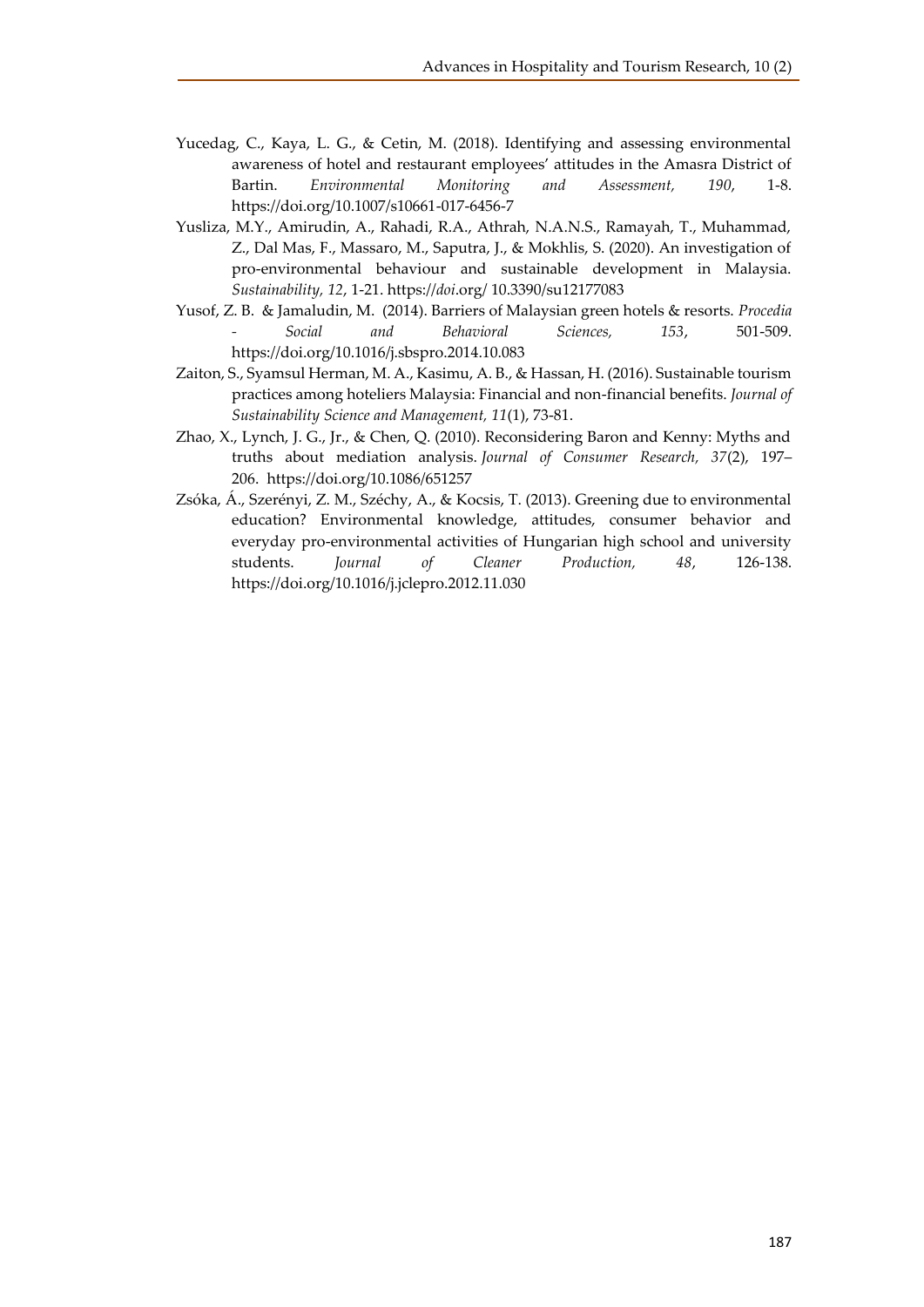Yucedag, C., Kaya, L. G., & Cetin, M. (2018). Identifying and assessing environmental awareness of hotel and restaurant employees' attitudes in the Amasra District of Bartin. *Environmental Monitoring and Assessment, 190*, 1-8. https://doi.org/10.1007/s10661-017-6456-7

Yusliza, M.Y., Amirudin, A., Rahadi, R.A., Athrah, N.A.N.S., Ramayah, T., Muhammad, Z., Dal Mas, F., Massaro, M., Saputra, J., & Mokhlis, S. (2020). An investigation of pro-environmental behaviour and sustainable development in Malaysia. *Sustainability, 12*, 1-21. https://*doi*.org/ 10.3390/su12177083

Yusof, Z. B. & Jamaludin, M. (2014). Barriers of Malaysian green hotels & resorts. *Procedia - Social and Behavioral Sciences, 153*, 501-509. https://doi.org/10.1016/j.sbspro.2014.10.083

Zaiton, S., Syamsul Herman, M. A., Kasimu, A. B., & Hassan, H. (2016). Sustainable tourism practices among hoteliers Malaysia: Financial and non-financial benefits. *Journal of Sustainability Science and Management, 11*(1), 73-81.

Zhao, X., Lynch, J. G., Jr., & Chen, Q. (2010). Reconsidering Baron and Kenny: Myths and truths about mediation analysis. *Journal of Consumer Research, 37*(2), 197–206. https://doi.org/10.1086/651257

Zsóka, Á., Szerényi, Z. M., Széchy, A., & Kocsis, T. (2013). Greening due to environmental education? Environmental knowledge, attitudes, consumer behavior and everyday pro-environmental activities of Hungarian high school and university students. *Journal of Cleaner Production, 48*, 126-138. https://doi.org/10.1016/j.jclepro.2012.11.030